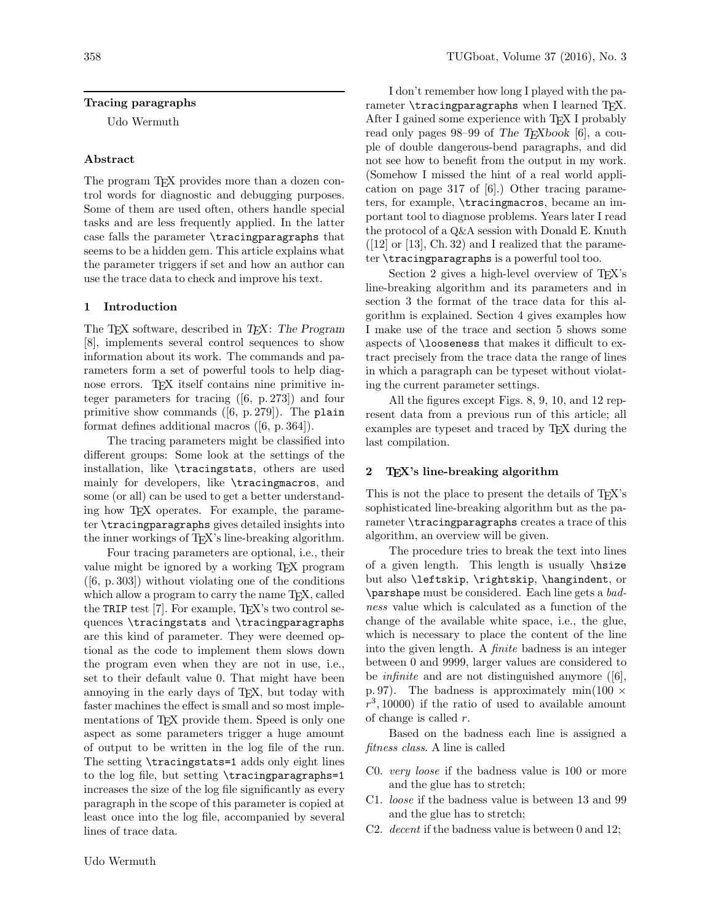## Tracing paragraphs

Udo Wermuth

### Abstract

The program TeX provides more than a dozen control words for diagnostic and debugging purposes. Some of them are used often, others handle special tasks and are less frequently applied. In the latter case falls the parameter `\tracingparagraphs` that seems to be a hidden gem. This article explains what the parameter triggers if set and how an author can use the trace data to check and improve his text.

### 1 Introduction

The TeX software, described in *TeX: The Program* [8], implements several control sequences to show information about its work. The commands and parameters form a set of powerful tools to help diagnose errors. TeX itself contains nine primitive integer parameters for tracing ([6, p. 273]) and four primitive show commands ([6, p. 279]). The `plain` format defines additional macros ([6, p. 364]).

The tracing parameters might be classified into different groups: Some look at the settings of the installation, like `\tracingstats`, others are used mainly for developers, like `\tracingmacros`, and some (or all) can be used to get a better understanding how TeX operates. For example, the parameter `\tracingparagraphs` gives detailed insights into the inner workings of TeX's line-breaking algorithm.

Four tracing parameters are optional, i.e., their value might be ignored by a working TeX program ([6, p. 303]) without violating one of the conditions which allow a program to carry the name TeX, called the TRIP test [7]. For example, TeX's two control sequences `\tracingstats` and `\tracingparagraphs` are this kind of parameter. They were deemed optional as the code to implement them slows down the program even when they are not in use, i.e., set to their default value 0. That might have been annoying in the early days of TeX, but today with faster machines the effect is small and so most implementations of TeX provide them. Speed is only one aspect as some parameters trigger a huge amount of output to be written in the log file of the run. The setting `\tracingstats=1` adds only eight lines to the log file, but setting `\tracingparagraphs=1` increases the size of the log file significantly as every paragraph in the scope of this parameter is copied at least once into the log file, accompanied by several lines of trace data.

I don't remember how long I played with the parameter `\tracingparagraphs` when I learned TeX. After I gained some experience with TeX I probably read only pages 98–99 of *The TeXbook* [6], a couple of double dangerous-bend paragraphs, and did not see how to benefit from the output in my work. (Somehow I missed the hint of a real world application on page 317 of [6].) Other tracing parameters, for example, `\tracingmacros`, became an important tool to diagnose problems. Years later I read the protocol of a Q&A session with Donald E. Knuth ([12] or [13], Ch. 32) and I realized that the parameter `\tracingparagraphs` is a powerful tool too.

Section 2 gives a high-level overview of TeX's line-breaking algorithm and its parameters and in section 3 the format of the trace data for this algorithm is explained. Section 4 gives examples how I make use of the trace and section 5 shows some aspects of `\looseness` that makes it difficult to extract precisely from the trace data the range of lines in which a paragraph can be typeset without violating the current parameter settings.

All the figures except Figs. 8, 9, 10, and 12 represent data from a previous run of this article; all examples are typeset and traced by TeX during the last compilation.

### 2 TeX's line-breaking algorithm

This is not the place to present the details of TeX's sophisticated line-breaking algorithm but as the parameter `\tracingparagraphs` creates a trace of this algorithm, an overview will be given.

The procedure tries to break the text into lines of a given length. This length is usually `\hsize` but also `\leftskip`, `\rightskip`, `\hangindent`, or `\parshape` must be considered. Each line gets a *badness* value which is calculated as a function of the change of the available white space, i.e., the glue, which is necessary to place the content of the line into the given length. A *finite* badness is an integer between 0 and 9999, larger values are considered to be *infinite* and are not distinguished anymore ([6], p. 97). The badness is approximately $\min(100 \times r^3, 10000)$ if the ratio of used to available amount of change is called $r$.

Based on the badness each line is assigned a *fitness class*. A line is called

- C0. *very loose* if the badness value is 100 or more and the glue has to stretch;
- C1. *loose* if the badness value is between 13 and 99 and the glue has to stretch;
- C2. *decent* if the badness value is between 0 and 12;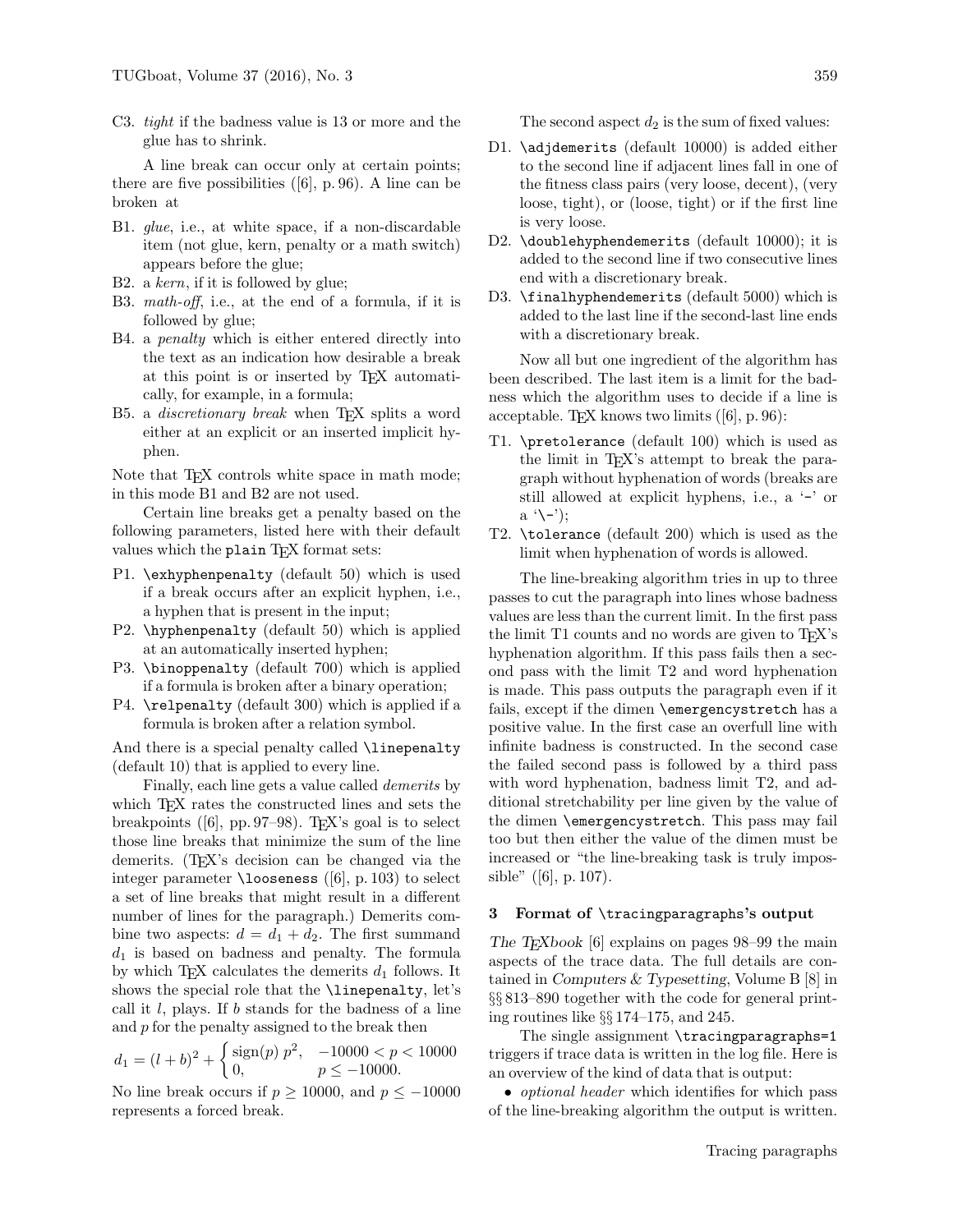C3. *tight* if the badness value is 13 or more and the glue has to shrink.

A line break can occur only at certain points; there are five possibilities ([6], p. 96). A line can be broken at

B1. *glue*, i.e., at white space, if a non-discardable item (not glue, kern, penalty or a math switch) appears before the glue;
B2. a *kern*, if it is followed by glue;
B3. *math-off*, i.e., at the end of a formula, if it is followed by glue;
B4. a *penalty* which is either entered directly into the text as an indication how desirable a break at this point is or inserted by TeX automatically, for example, in a formula;
B5. a *discretionary break* when TeX splits a word either at an explicit or an inserted implicit hyphen.

Note that TeX controls white space in math mode; in this mode B1 and B2 are not used.

Certain line breaks get a penalty based on the following parameters, listed here with their default values which the `plain` TeX format sets:

P1. `\exhyphenpenalty` (default 50) which is used if a break occurs after an explicit hyphen, i.e., a hyphen that is present in the input;
P2. `\hyphenpenalty` (default 50) which is applied at an automatically inserted hyphen;
P3. `\binoppenalty` (default 700) which is applied if a formula is broken after a binary operation;
P4. `\relpenalty` (default 300) which is applied if a formula is broken after a relation symbol.

And there is a special penalty called `\linepenalty` (default 10) that is applied to every line.

Finally, each line gets a value called *demerits* by which TeX rates the constructed lines and sets the breakpoints ([6], pp. 97–98). TeX's goal is to select those line breaks that minimize the sum of the line demerits. (TeX's decision can be changed via the integer parameter `\looseness` ([6], p. 103) to select a set of line breaks that might result in a different number of lines for the paragraph.) Demerits combine two aspects: $d = d_1 + d_2$. The first summand $d_1$ is based on badness and penalty. The formula by which TeX calculates the demerits $d_1$ follows. It shows the special role that the `\linepenalty`, let's call it $l$, plays. If $b$ stands for the badness of a line and $p$ for the penalty assigned to the break then

$$d_1 = (l + b)^2 + \begin{cases} \operatorname{sign}(p)\, p^2, & -10000 < p < 10000 \\ 0, & p \le -10000. \end{cases}$$

No line break occurs if $p \ge 10000$, and $p \le -10000$ represents a forced break.

The second aspect $d_2$ is the sum of fixed values:

D1. `\adjdemerits` (default 10000) is added either to the second line if adjacent lines fall in one of the fitness class pairs (very loose, decent), (very loose, tight), or (loose, tight) or if the first line is very loose.
D2. `\doublehyphendemerits` (default 10000); it is added to the second line if two consecutive lines end with a discretionary break.
D3. `\finalhyphendemerits` (default 5000) which is added to the last line if the second-last line ends with a discretionary break.

Now all but one ingredient of the algorithm has been described. The last item is a limit for the badness which the algorithm uses to decide if a line is acceptable. TeX knows two limits ([6], p. 96):

T1. `\pretolerance` (default 100) which is used as the limit in TeX's attempt to break the paragraph without hyphenation of words (breaks are still allowed at explicit hyphens, i.e., a '-' or a '\-');
T2. `\tolerance` (default 200) which is used as the limit when hyphenation of words is allowed.

The line-breaking algorithm tries in up to three passes to cut the paragraph into lines whose badness values are less than the current limit. In the first pass the limit T1 counts and no words are given to TeX's hyphenation algorithm. If this pass fails then a second pass with the limit T2 and word hyphenation is made. This pass outputs the paragraph even if it fails, except if the dimen `\emergencystretch` has a positive value. In the first case an overfull line with infinite badness is constructed. In the second case the failed second pass is followed by a third pass with word hyphenation, badness limit T2, and additional stretchability per line given by the value of the dimen `\emergencystretch`. This pass may fail too but then either the value of the dimen must be increased or "the line-breaking task is truly impossible" ([6], p. 107).

## 3 Format of `\tracingparagraphs`'s output

*The TeXbook* [6] explains on pages 98–99 the main aspects of the trace data. The full details are contained in *Computers & Typesetting*, Volume B [8] in §§ 813–890 together with the code for general printing routines like §§ 174–175, and 245.

The single assignment `\tracingparagraphs=1` triggers if trace data is written in the log file. Here is an overview of the kind of data that is output:

- *optional header* which identifies for which pass of the line-breaking algorithm the output is written.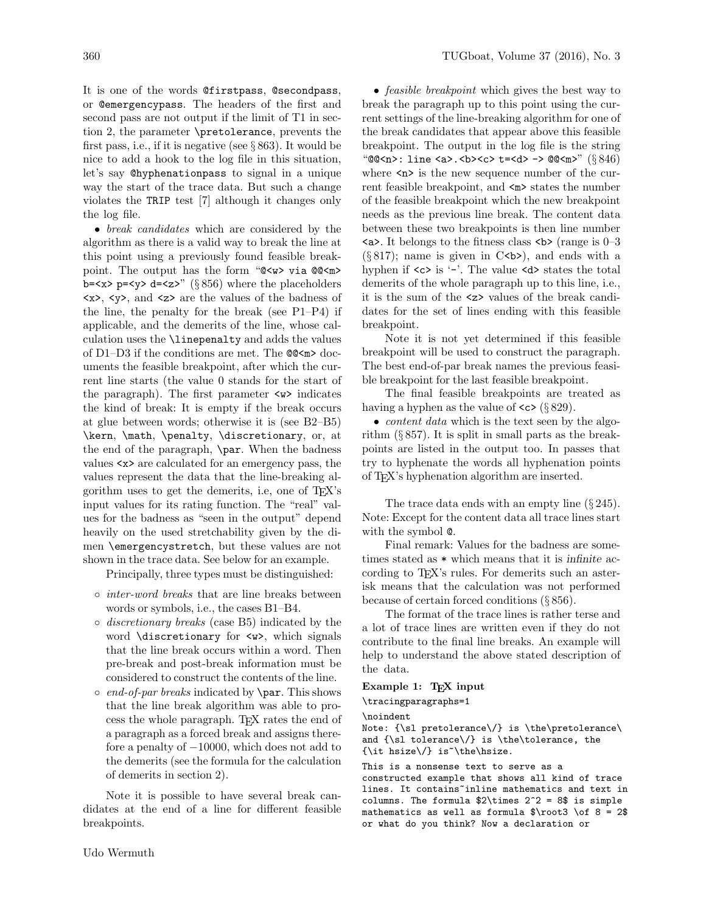It is one of the words `@firstpass`, `@secondpass`, or `@emergencypass`. The headers of the first and second pass are not output if the limit of T1 in section 2, the parameter `\pretolerance`, prevents the first pass, i.e., if it is negative (see § 863). It would be nice to add a hook to the log file in this situation, let's say `@hyphenationpass` to signal in a unique way the start of the trace data. But such a change violates the TRIP test [7] although it changes only the log file.

- *break candidates* which are considered by the algorithm as there is a valid way to break the line at this point using a previously found feasible breakpoint. The output has the form "`@<w> via @@<m> b=<x> p=<y> d=<z>`" (§ 856) where the placeholders `<x>`, `<y>`, and `<z>` are the values of the badness of the line, the penalty for the break (see P1–P4) if applicable, and the demerits of the line, whose calculation uses the `\linepenalty` and adds the values of D1–D3 if the conditions are met. The `@@<m>` documents the feasible breakpoint, after which the current line starts (the value 0 stands for the start of the paragraph). The first parameter `<w>` indicates the kind of break: It is empty if the break occurs at glue between words; otherwise it is (see B2–B5) `\kern`, `\math`, `\penalty`, `\discretionary`, or, at the end of the paragraph, `\par`. When the badness values `<x>` are calculated for an emergency pass, the values represent the data that the line-breaking algorithm uses to get the demerits, i.e, one of TEX's input values for its rating function. The "real" values for the badness as "seen in the output" depend heavily on the used stretchability given by the dimen `\emergencystretch`, but these values are not shown in the trace data. See below for an example.

  Principally, three types must be distinguished:

  - *inter-word breaks* that are line breaks between words or symbols, i.e., the cases B1–B4.
  - *discretionary breaks* (case B5) indicated by the word `\discretionary` for `<w>`, which signals that the line break occurs within a word. Then pre-break and post-break information must be considered to construct the contents of the line.
  - *end-of-par breaks* indicated by `\par`. This shows that the line break algorithm was able to process the whole paragraph. TEX rates the end of a paragraph as a forced break and assigns therefore a penalty of −10000, which does not add to the demerits (see the formula for the calculation of demerits in section 2).

  Note it is possible to have several break candidates at the end of a line for different feasible breakpoints.

- *feasible breakpoint* which gives the best way to break the paragraph up to this point using the current settings of the line-breaking algorithm for one of the break candidates that appear above this feasible breakpoint. The output in the log file is the string "`@@<n>: line <a>.<b><c> t=<d> -> @@<m>`" (§ 846) where `<n>` is the new sequence number of the current feasible breakpoint, and `<m>` states the number of the feasible breakpoint which the new breakpoint needs as the previous line break. The content data between these two breakpoints is then line number `<a>`. It belongs to the fitness class `<b>` (range is 0–3 (§ 817); name is given in C`<b>`), and ends with a hyphen if `<c>` is '-'. The value `<d>` states the total demerits of the whole paragraph up to this line, i.e., it is the sum of the `<z>` values of the break candidates for the set of lines ending with this feasible breakpoint.

  Note it is not yet determined if this feasible breakpoint will be used to construct the paragraph. The best end-of-par break names the previous feasible breakpoint for the last feasible breakpoint.

  The final feasible breakpoints are treated as having a hyphen as the value of `<c>` (§ 829).

- *content data* which is the text seen by the algorithm (§ 857). It is split in small parts as the breakpoints are listed in the output too. In passes that try to hyphenate the words all hyphenation points of TEX's hyphenation algorithm are inserted.

The trace data ends with an empty line (§ 245). Note: Except for the content data all trace lines start with the symbol `@`.

Final remark: Values for the badness are sometimes stated as `*` which means that it is *infinite* according to TEX's rules. For demerits such an asterisk means that the calculation was not performed because of certain forced conditions (§ 856).

The format of the trace lines is rather terse and a lot of trace lines are written even if they do not contribute to the final line breaks. An example will help to understand the above stated description of the data.

**Example 1: TEX input**

```
\tracingparagraphs=1
\noindent
Note: {\sl pretolerance\/} is \the\pretolerance\
and {\sl tolerance\/} is \the\tolerance, the
{\it hsize\/} is~\the\hsize.
```

```
This is a nonsense text to serve as a
constructed example that shows all kind of trace
lines. It contains~inline mathematics and text in
columns. The formula $2\times 2^2 = 8$ is simple
mathematics as well as formula $\root3 \of 8 = 2$
or what do you think? Now a declaration or
```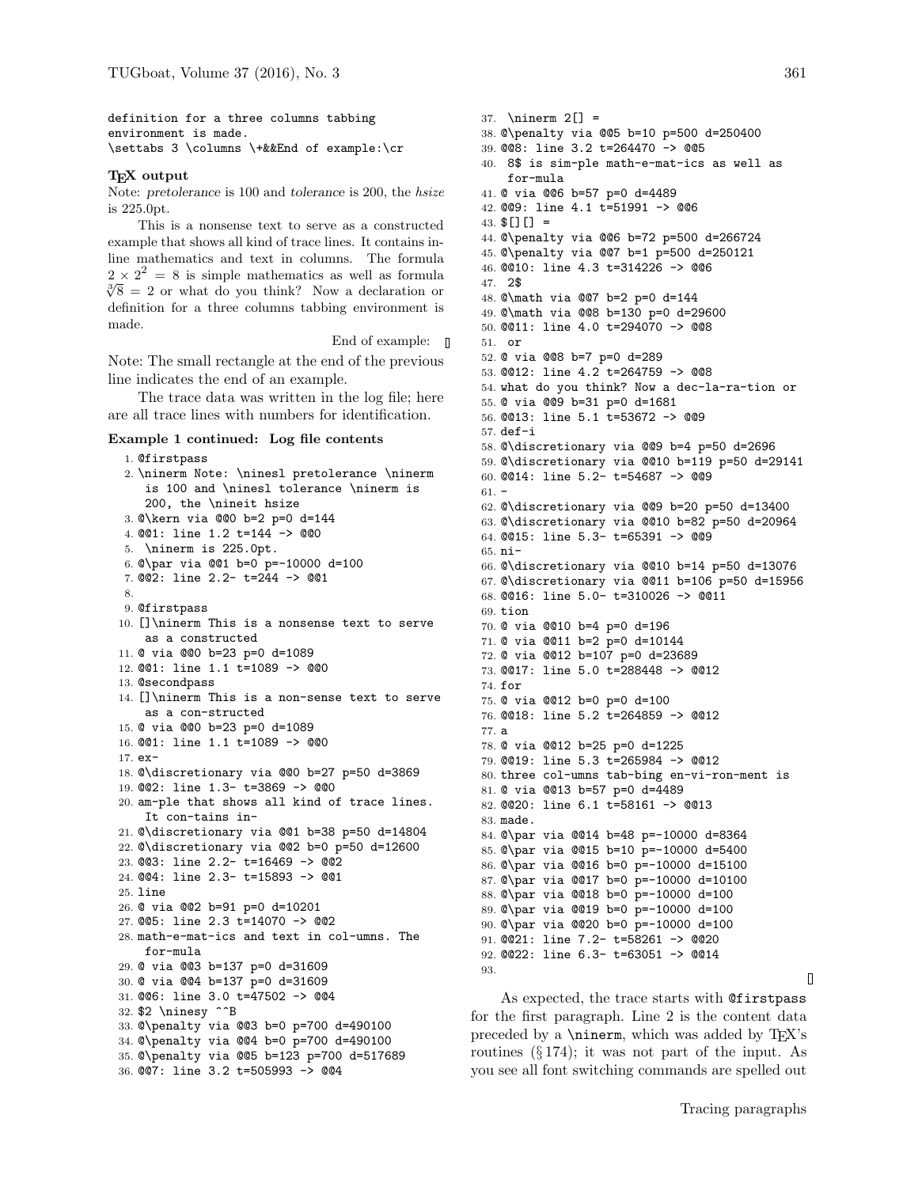```
definition for a three columns tabbing
environment is made.
\settabs 3 \columns \+&&End of example:\cr
```

### TEX output

Note: *pretolerance* is 100 and *tolerance* is 200, the *hsize* is 225.0pt.

This is a nonsense text to serve as a constructed example that shows all kind of trace lines. It contains inline mathematics and text in columns. The formula $2 \times 2^2 = 8$ is simple mathematics as well as formula $\sqrt[3]{8} = 2$ or what do you think? Now a declaration or definition for a three columns tabbing environment is made.

End of example: ▯

Note: The small rectangle at the end of the previous line indicates the end of an example.

The trace data was written in the log file; here are all trace lines with numbers for identification.

**Example 1 continued: Log file contents**

```
1. @firstpass
2. \ninerm Note: \ninesl pretolerance \ninerm
   is 100 and \ninesl tolerance \ninerm is
   200, the \nineit hsize
3. @\kern via @@0 b=2 p=0 d=144
4. @@1: line 1.2 t=144 -> @@0
5.  \ninerm is 225.0pt.
6. @\par via @@1 b=0 p=-10000 d=100
7. @@2: line 2.2- t=244 -> @@1
8.
9. @firstpass
10. []\ninerm This is a nonsense text to serve
    as a constructed
11. @ via @@0 b=23 p=0 d=1089
12. @@1: line 1.1 t=1089 -> @@0
13. @secondpass
14. []\ninerm This is a non-sense text to serve
    as a con-structed
15. @ via @@0 b=23 p=0 d=1089
16. @@1: line 1.1 t=1089 -> @@0
17. ex-
18. @\discretionary via @@0 b=27 p=50 d=3869
19. @@2: line 1.3- t=3869 -> @@0
20. am-ple that shows all kind of trace lines.
    It con-tains in-
21. @\discretionary via @@1 b=38 p=50 d=14804
22. @\discretionary via @@2 b=0 p=50 d=12600
23. @@3: line 2.2- t=16469 -> @@2
24. @@4: line 2.3- t=15893 -> @@1
25. line
26. @ via @@2 b=91 p=0 d=10201
27. @@5: line 2.3 t=14070 -> @@2
28. math-e-mat-ics and text in col-umns. The
    for-mula
29. @ via @@3 b=137 p=0 d=31609
30. @ via @@4 b=137 p=0 d=31609
31. @@6: line 3.0 t=47502 -> @@4
32. $2 \ninesy ^^B
33. @\penalty via @@3 b=0 p=700 d=490100
34. @\penalty via @@4 b=0 p=700 d=490100
35. @\penalty via @@5 b=123 p=700 d=517689
36. @@7: line 3.2 t=505993 -> @@4
37.  \ninerm 2[] =
38. @\penalty via @@5 b=10 p=500 d=250400
39. @@8: line 3.2 t=264470 -> @@5
40.  8$ is sim-ple math-e-mat-ics as well as
    for-mula
41. @ via @@6 b=57 p=0 d=4489
42. @@9: line 4.1 t=51991 -> @@6
43. $[][] =
44. @\penalty via @@6 b=72 p=500 d=266724
45. @\penalty via @@7 b=1 p=500 d=250121
46. @@10: line 4.3 t=314226 -> @@6
47.  2$
48. @\math via @@7 b=2 p=0 d=144
49. @\math via @@8 b=130 p=0 d=29600
50. @@11: line 4.0 t=294070 -> @@8
51.  or
52. @ via @@8 b=7 p=0 d=289
53. @@12: line 4.2 t=264759 -> @@8
54. what do you think? Now a dec-la-ra-tion or
55. @ via @@9 b=31 p=0 d=1681
56. @@13: line 5.1 t=53672 -> @@9
57. def-i
58. @\discretionary via @@9 b=4 p=50 d=2696
59. @\discretionary via @@10 b=119 p=50 d=29141
60. @@14: line 5.2- t=54687 -> @@9
61. -
62. @\discretionary via @@9 b=20 p=50 d=13400
63. @\discretionary via @@10 b=82 p=50 d=20964
64. @@15: line 5.3- t=65391 -> @@9
65. ni-
66. @\discretionary via @@10 b=14 p=50 d=13076
67. @\discretionary via @@11 b=106 p=50 d=15956
68. @@16: line 5.0- t=310026 -> @@11
69. tion
70. @ via @@10 b=4 p=0 d=196
71. @ via @@11 b=2 p=0 d=10144
72. @ via @@12 b=107 p=0 d=23689
73. @@17: line 5.0 t=288448 -> @@12
74. for
75. @ via @@12 b=0 p=0 d=100
76. @@18: line 5.2 t=264859 -> @@12
77. a
78. @ via @@12 b=25 p=0 d=1225
79. @@19: line 5.3 t=265984 -> @@12
80. three col-umns tab-bing en-vi-ron-ment is
81. @ via @@13 b=57 p=0 d=4489
82. @@20: line 6.1 t=58161 -> @@13
83. made.
84. @\par via @@14 b=48 p=-10000 d=8364
85. @\par via @@15 b=10 p=-10000 d=5400
86. @\par via @@16 b=0 p=-10000 d=15100
87. @\par via @@17 b=0 p=-10000 d=10100
88. @\par via @@18 b=0 p=-10000 d=100
89. @\par via @@19 b=0 p=-10000 d=100
90. @\par via @@20 b=0 p=-10000 d=100
91. @@21: line 7.2- t=58261 -> @@20
92. @@22: line 6.3- t=63051 -> @@14
93.
```

▯

As expected, the trace starts with `@firstpass` for the first paragraph. Line 2 is the content data preceded by a `\ninerm`, which was added by TeX's routines (§ 174); it was not part of the input. As you see all font switching commands are spelled out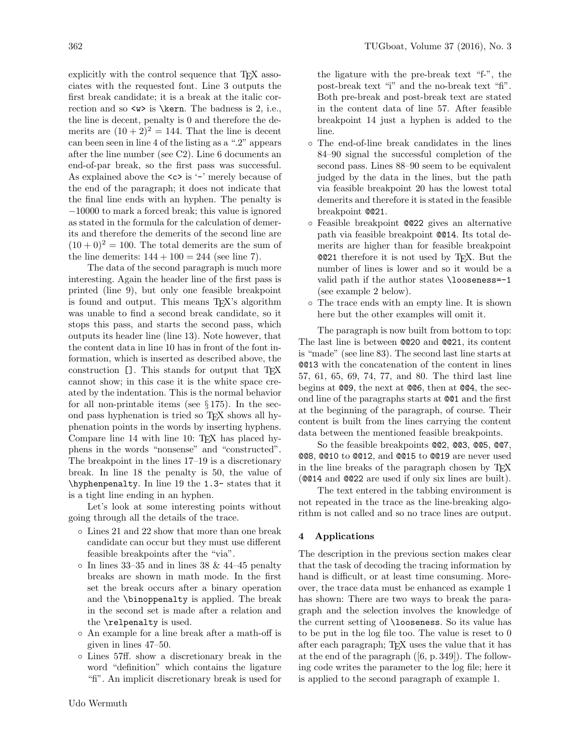explicitly with the control sequence that TEX associates with the requested font. Line 3 outputs the first break candidate; it is a break at the italic correction and so `<w>` is `\kern`. The badness is 2, i.e., the line is decent, penalty is 0 and therefore the demerits are $(10+2)^2 = 144$. That the line is decent can been seen in line 4 of the listing as a ".2" appears after the line number (see C2). Line 6 documents an end-of-par break, so the first pass was successful. As explained above the `<c>` is '`-`' merely because of the end of the paragraph; it does not indicate that the final line ends with an hyphen. The penalty is $-10000$ to mark a forced break; this value is ignored as stated in the formula for the calculation of demerits and therefore the demerits of the second line are $(10+0)^2 = 100$. The total demerits are the sum of the line demerits: $144 + 100 = 244$ (see line 7).

The data of the second paragraph is much more interesting. Again the header line of the first pass is printed (line 9), but only one feasible breakpoint is found and output. This means TEX's algorithm was unable to find a second break candidate, so it stops this pass, and starts the second pass, which outputs its header line (line 13). Note however, that the content data in line 10 has in front of the font information, which is inserted as described above, the construction `[]`. This stands for output that TEX cannot show; in this case it is the white space created by the indentation. This is the normal behavior for all non-printable items (see § 175). In the second pass hyphenation is tried so TEX shows all hyphenation points in the words by inserting hyphens. Compare line 14 with line 10: TEX has placed hyphens in the words "nonsense" and "constructed". The breakpoint in the lines 17–19 is a discretionary break. In line 18 the penalty is 50, the value of `\hyphenpenalty`. In line 19 the `1.3-` states that it is a tight line ending in an hyphen.

Let's look at some interesting points without going through all the details of the trace.

- Lines 21 and 22 show that more than one break candidate can occur but they must use different feasible breakpoints after the "via".
- In lines 33–35 and in lines 38 & 44–45 penalty breaks are shown in math mode. In the first set the break occurs after a binary operation and the `\binoppenalty` is applied. The break in the second set is made after a relation and the `\relpenalty` is used.
- An example for a line break after a math-off is given in lines 47–50.
- Lines 57ff. show a discretionary break in the word "definition" which contains the ligature "fi". An implicit discretionary break is used for the ligature with the pre-break text "f-", the post-break text "i" and the no-break text "fi". Both pre-break and post-break text are stated in the content data of line 57. After feasible breakpoint 14 just a hyphen is added to the line.
- The end-of-line break candidates in the lines 84–90 signal the successful completion of the second pass. Lines 88–90 seem to be equivalent judged by the data in the lines, but the path via feasible breakpoint 20 has the lowest total demerits and therefore it is stated in the feasible breakpoint `@@21`.
- Feasible breakpoint `@@22` gives an alternative path via feasible breakpoint `@@14`. Its total demerits are higher than for feasible breakpoint `@@21` therefore it is not used by TEX. But the number of lines is lower and so it would be a valid path if the author states `\looseness=-1` (see example 2 below).
- The trace ends with an empty line. It is shown here but the other examples will omit it.

The paragraph is now built from bottom to top: The last line is between `@@20` and `@@21`, its content is "made" (see line 83). The second last line starts at `@@13` with the concatenation of the content in lines 57, 61, 65, 69, 74, 77, and 80. The third last line begins at `@@9`, the next at `@@6`, then at `@@4`, the second line of the paragraphs starts at `@@1` and the first at the beginning of the paragraph, of course. Their content is built from the lines carrying the content data between the mentioned feasible breakpoints.

So the feasible breakpoints `@@2`, `@@3`, `@@5`, `@@7`, `@@8`, `@@10` to `@@12`, and `@@15` to `@@19` are never used in the line breaks of the paragraph chosen by TEX (`@@14` and `@@22` are used if only six lines are built).

The text entered in the tabbing environment is not repeated in the trace as the line-breaking algorithm is not called and so no trace lines are output.

## 4 Applications

The description in the previous section makes clear that the task of decoding the tracing information by hand is difficult, or at least time consuming. Moreover, the trace data must be enhanced as example 1 has shown: There are two ways to break the paragraph and the selection involves the knowledge of the current setting of `\looseness`. So its value has to be put in the log file too. The value is reset to 0 after each paragraph; TEX uses the value that it has at the end of the paragraph ([6, p. 349]). The following code writes the parameter to the log file; here it is applied to the second paragraph of example 1.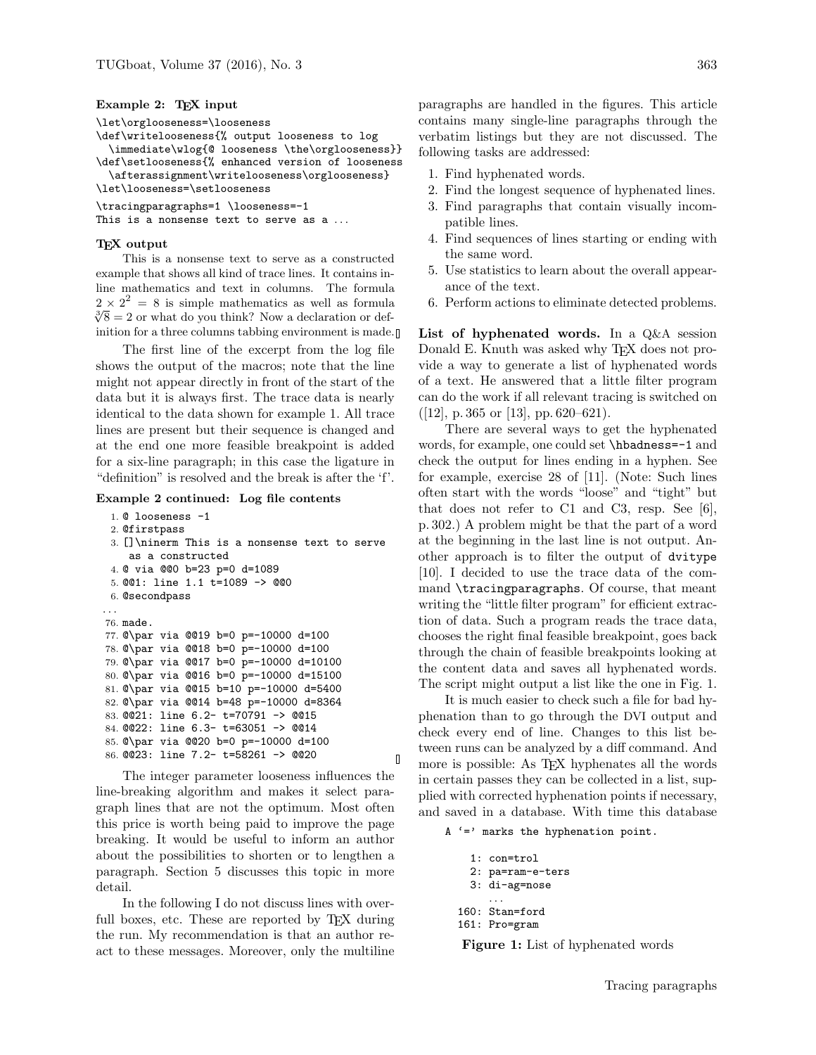**Example 2: TeX input**

```
\let\orglooseness=\looseness
\def\writelooseness{% output looseness to log
  \immediate\wlog{@ looseness \the\orglooseness}}
\def\setlooseness{% enhanced version of looseness
  \afterassignment\writelooseness\orglooseness}
\let\looseness=\setlooseness

\tracingparagraphs=1 \looseness=-1
This is a nonsense text to serve as a ...
```

**TeX output**

This is a nonsense text to serve as a constructed example that shows all kind of trace lines. It contains in-line mathematics and text in columns. The formula $2 \times 2^2 = 8$ is simple mathematics as well as formula $\sqrt[3]{8} = 2$ or what do you think? Now a declaration or definition for a three columns tabbing environment is made.

The first line of the excerpt from the log file shows the output of the macros; note that the line might not appear directly in front of the start of the data but it is always first. The trace data is nearly identical to the data shown for example 1. All trace lines are present but their sequence is changed and at the end one more feasible breakpoint is added for a six-line paragraph; in this case the ligature in "definition" is resolved and the break is after the 'f'.

**Example 2 continued: Log file contents**

```
 1. @ looseness -1
 2. @firstpass
 3. []\ninerm This is a nonsense text to serve
    as a constructed
 4. @ via @@0 b=23 p=0 d=1089
 5. @@1: line 1.1 t=1089 -> @@0
 6. @secondpass
...
76. made.
77. @\par via @@19 b=0 p=-10000 d=100
78. @\par via @@18 b=0 p=-10000 d=100
79. @\par via @@17 b=0 p=-10000 d=10100
80. @\par via @@16 b=0 p=-10000 d=15100
81. @\par via @@15 b=10 p=-10000 d=5400
82. @\par via @@14 b=48 p=-10000 d=8364
83. @@21: line 6.2- t=70791 -> @@15
84. @@22: line 6.3- t=63051 -> @@14
85. @\par via @@20 b=0 p=-10000 d=100
86. @@23: line 7.2- t=58261 -> @@20
```

The integer parameter looseness influences the line-breaking algorithm and makes it select paragraph lines that are not the optimum. Most often this price is worth being paid to improve the page breaking. It would be useful to inform an author about the possibilities to shorten or to lengthen a paragraph. Section 5 discusses this topic in more detail.

In the following I do not discuss lines with overfull boxes, etc. These are reported by TeX during the run. My recommendation is that an author react to these messages. Moreover, only the multiline paragraphs are handled in the figures. This article contains many single-line paragraphs through the verbatim listings but they are not discussed. The following tasks are addressed:

1. Find hyphenated words.
2. Find the longest sequence of hyphenated lines.
3. Find paragraphs that contain visually incompatible lines.
4. Find sequences of lines starting or ending with the same word.
5. Use statistics to learn about the overall appearance of the text.
6. Perform actions to eliminate detected problems.

**List of hyphenated words.** In a Q&A session Donald E. Knuth was asked why TeX does not provide a way to generate a list of hyphenated words of a text. He answered that a little filter program can do the work if all relevant tracing is switched on ([12], p. 365 or [13], pp. 620–621).

There are several ways to get the hyphenated words, for example, one could set `\hbadness=-1` and check the output for lines ending in a hyphen. See for example, exercise 28 of [11]. (Note: Such lines often start with the words "loose" and "tight" but that does not refer to C1 and C3, resp. See [6], p. 302.) A problem might be that the part of a word at the beginning in the last line is not output. Another approach is to filter the output of `dvitype` [10]. I decided to use the trace data of the command `\tracingparagraphs`. Of course, that meant writing the "little filter program" for efficient extraction of data. Such a program reads the trace data, chooses the right final feasible breakpoint, goes back through the chain of feasible breakpoints looking at the content data and saves all hyphenated words. The script might output a list like the one in Fig. 1.

It is much easier to check such a file for bad hyphenation than to go through the DVI output and check every end of line. Changes to this list between runs can be analyzed by a diff command. And more is possible: As TeX hyphenates all the words in certain passes they can be collected in a list, supplied with corrected hyphenation points if necessary, and saved in a database. With time this database

```
A '=' marks the hyphenation point.

    1: con=trol
    2: pa=ram-e-ters
    3: di-ag=nose
       ...
  160: Stan=ford
  161: Pro=gram
```

**Figure 1:** List of hyphenated words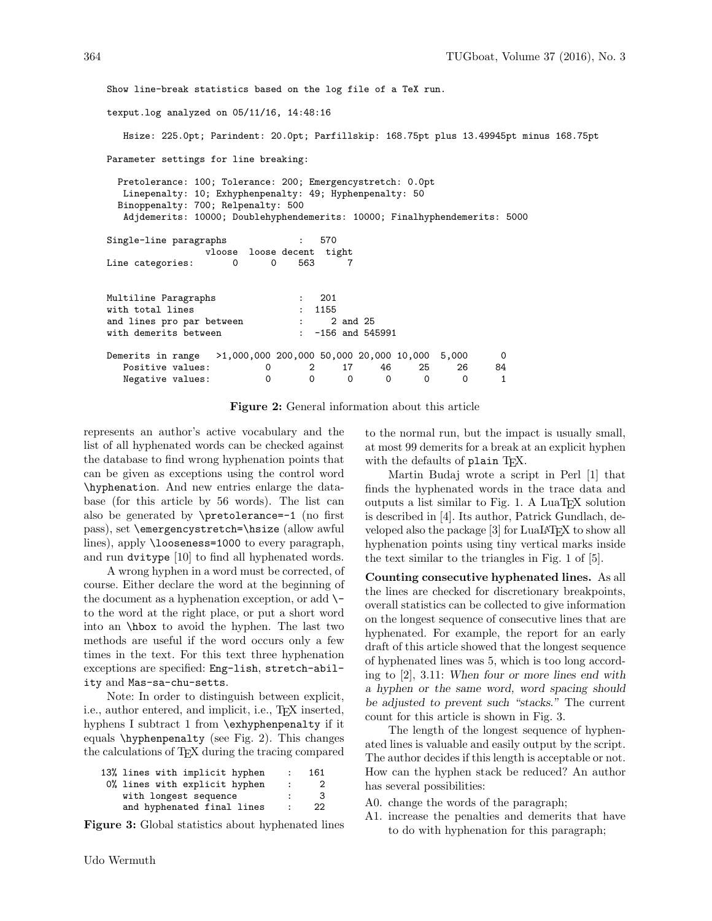```
Show line-break statistics based on the log file of a TeX run.

texput.log analyzed on 05/11/16, 14:48:16

   Hsize: 225.0pt; Parindent: 20.0pt; Parfillskip: 168.75pt plus 13.49945pt minus 168.75pt

Parameter settings for line breaking:

  Pretolerance: 100; Tolerance: 200; Emergencystretch: 0.0pt
   Linepenalty: 10; Exhyphenpenalty: 49; Hyphenpenalty: 50
  Binoppenalty: 700; Relpenalty: 500
   Adjdemerits: 10000; Doublehyphendemerits: 10000; Finalhyphendemerits: 5000

Single-line paragraphs            :   570
                 vloose  loose decent  tight
Line categories:      0      0    563      7


Multiline Paragraphs              :   201
with total lines                  :  1155
and lines pro par between         :     2 and 25
with demerits between             :  -156 and 545991

Demerits in range   >1,000,000 200,000 50,000 20,000 10,000  5,000      0
   Positive values:          0       2     17     46     25     26     84
   Negative values:          0       0      0      0      0      0      1
```

**Figure 2:** General information about this article

represents an author's active vocabulary and the list of all hyphenated words can be checked against the database to find wrong hyphenation points that can be given as exceptions using the control word `\hyphenation`. And new entries enlarge the database (for this article by 56 words). The list can also be generated by `\pretolerance=-1` (no first pass), set `\emergencystretch=\hsize` (allow awful lines), apply `\looseness=1000` to every paragraph, and run `dvitype` [10] to find all hyphenated words.

A wrong hyphen in a word must be corrected, of course. Either declare the word at the beginning of the document as a hyphenation exception, or add `\-` to the word at the right place, or put a short word into an `\hbox` to avoid the hyphen. The last two methods are useful if the word occurs only a few times in the text. For this text three hyphenation exceptions are specified: `Eng-lish`, `stretch-abil-ity` and `Mas-sa-chu-setts`.

Note: In order to distinguish between explicit, i.e., author entered, and implicit, i.e., TeX inserted, hyphens I subtract 1 from `\exhyphenpenalty` if it equals `\hyphenpenalty` (see Fig. 2). This changes the calculations of TeX during the tracing compared

```
 13% lines with implicit hyphen    :   161
  0% lines with explicit hyphen    :     2
     with longest sequence         :     3
     and hyphenated final lines    :    22
```

**Figure 3:** Global statistics about hyphenated lines

to the normal run, but the impact is usually small, at most 99 demerits for a break at an explicit hyphen with the defaults of `plain` TeX.

Martin Budaj wrote a script in Perl [1] that finds the hyphenated words in the trace data and outputs a list similar to Fig. 1. A LuaTeX solution is described in [4]. Its author, Patrick Gundlach, developed also the package [3] for LuaLaTeX to show all hyphenation points using tiny vertical marks inside the text similar to the triangles in Fig. 1 of [5].

**Counting consecutive hyphenated lines.** As all the lines are checked for discretionary breakpoints, overall statistics can be collected to give information on the longest sequence of consecutive lines that are hyphenated. For example, the report for an early draft of this article showed that the longest sequence of hyphenated lines was 5, which is too long according to [2], 3.11: *When four or more lines end with a hyphen or the same word, word spacing should be adjusted to prevent such "stacks."* The current count for this article is shown in Fig. 3.

The length of the longest sequence of hyphenated lines is valuable and easily output by the script. The author decides if this length is acceptable or not. How can the hyphen stack be reduced? An author has several possibilities:

A0. change the words of the paragraph;

A1. increase the penalties and demerits that have to do with hyphenation for this paragraph;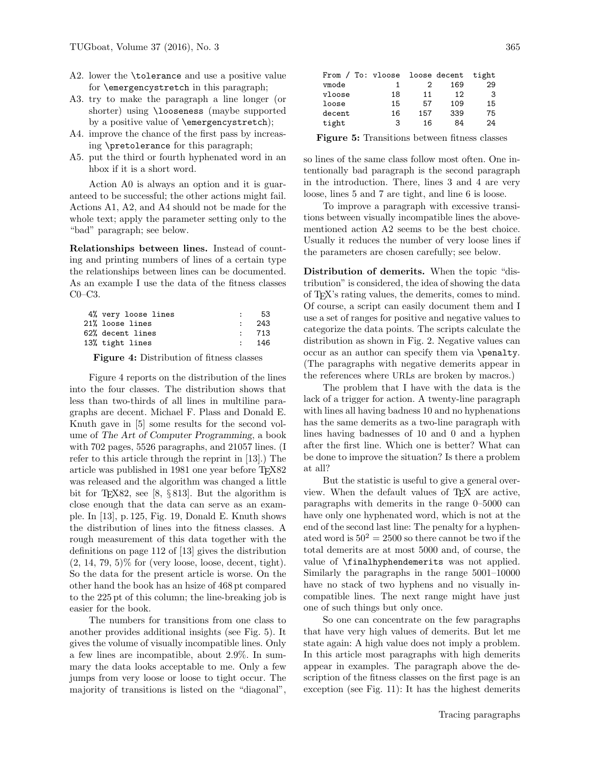A2. lower the `\tolerance` and use a positive value for `\emergencystretch` in this paragraph;

A3. try to make the paragraph a line longer (or shorter) using `\looseness` (maybe supported by a positive value of `\emergencystretch`);

A4. improve the chance of the first pass by increasing `\pretolerance` for this paragraph;

A5. put the third or fourth hyphenated word in an hbox if it is a short word.

Action A0 is always an option and it is guaranteed to be successful; the other actions might fail. Actions A1, A2, and A4 should not be made for the whole text; apply the parameter setting only to the "bad" paragraph; see below.

**Relationships between lines.** Instead of counting and printing numbers of lines of a certain type the relationships between lines can be documented. As an example I use the data of the fitness classes C0–C3.

```
  4% very loose lines            :    53
 21% loose lines                 :   243
 62% decent lines                :   713
 13% tight lines                 :   146
```

**Figure 4:** Distribution of fitness classes

Figure 4 reports on the distribution of the lines into the four classes. The distribution shows that less than two-thirds of all lines in multiline paragraphs are decent. Michael F. Plass and Donald E. Knuth gave in [5] some results for the second volume of *The Art of Computer Programming*, a book with 702 pages, 5526 paragraphs, and 21057 lines. (I refer to this article through the reprint in [13].) The article was published in 1981 one year before TeX82 was released and the algorithm was changed a little bit for TeX82, see [8, § 813]. But the algorithm is close enough that the data can serve as an example. In [13], p. 125, Fig. 19, Donald E. Knuth shows the distribution of lines into the fitness classes. A rough measurement of this data together with the definitions on page 112 of [13] gives the distribution (2, 14, 79, 5)% for (very loose, loose, decent, tight). So the data for the present article is worse. On the other hand the book has an hsize of 468 pt compared to the 225 pt of this column; the line-breaking job is easier for the book.

The numbers for transitions from one class to another provides additional insights (see Fig. 5). It gives the volume of visually incompatible lines. Only a few lines are incompatible, about 2.9%. In summary the data looks acceptable to me. Only a few jumps from very loose or loose to tight occur. The majority of transitions is listed on the "diagonal",

```
From / To: vloose  loose decent  tight
vmode          1      2    169     29
vloose        18     11     12      3
loose         15     57    109     15
decent        16    157    339     75
tight          3     16     84     24
```

**Figure 5:** Transitions between fitness classes

so lines of the same class follow most often. One intentionally bad paragraph is the second paragraph in the introduction. There, lines 3 and 4 are very loose, lines 5 and 7 are tight, and line 6 is loose.

To improve a paragraph with excessive transitions between visually incompatible lines the above-mentioned action A2 seems to be the best choice. Usually it reduces the number of very loose lines if the parameters are chosen carefully; see below.

**Distribution of demerits.** When the topic "distribution" is considered, the idea of showing the data of TeX's rating values, the demerits, comes to mind. Of course, a script can easily document them and I use a set of ranges for positive and negative values to categorize the data points. The scripts calculate the distribution as shown in Fig. 2. Negative values can occur as an author can specify them via `\penalty`. (The paragraphs with negative demerits appear in the references where URLs are broken by macros.)

The problem that I have with the data is the lack of a trigger for action. A twenty-line paragraph with lines all having badness 10 and no hyphenations has the same demerits as a two-line paragraph with lines having badnesses of 10 and 0 and a hyphen after the first line. Which one is better? What can be done to improve the situation? Is there a problem at all?

But the statistic is useful to give a general overview. When the default values of TeX are active, paragraphs with demerits in the range 0–5000 can have only one hyphenated word, which is not at the end of the second last line: The penalty for a hyphenated word is $50^2 = 2500$ so there cannot be two if the total demerits are at most 5000 and, of course, the value of `\finalhyphendemerits` was not applied. Similarly the paragraphs in the range 5001–10000 have no stack of two hyphens and no visually incompatible lines. The next range might have just one of such things but only once.

So one can concentrate on the few paragraphs that have very high values of demerits. But let me state again: A high value does not imply a problem. In this article most paragraphs with high demerits appear in examples. The paragraph above the description of the fitness classes on the first page is an exception (see Fig. 11): It has the highest demerits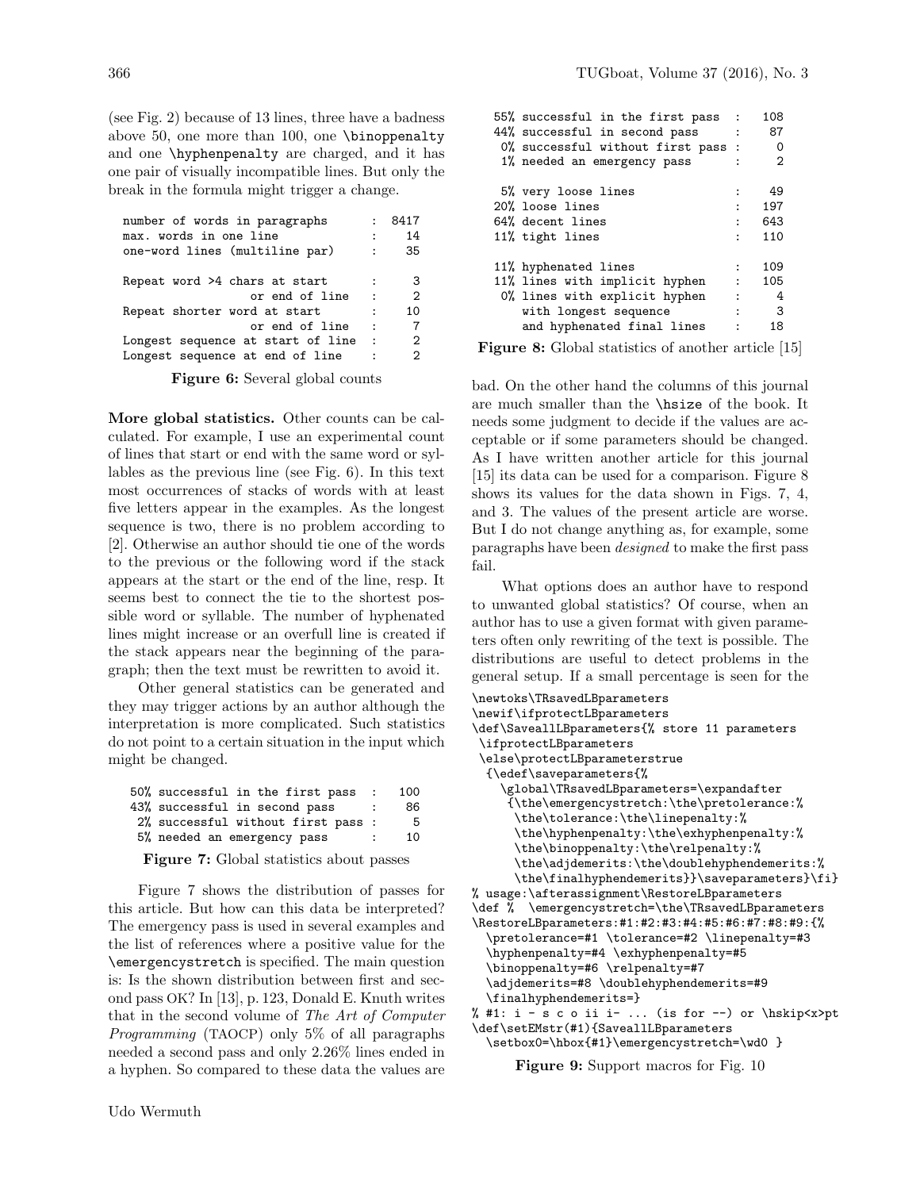(see Fig. 2) because of 13 lines, three have a badness above 50, one more than 100, one \binoppenalty and one \hyphenpenalty are charged, and it has one pair of visually incompatible lines. But only the break in the formula might trigger a change.

```
number of words in paragraphs      :  8417
max. words in one line             :    14
one-word lines (multiline par)     :    35

Repeat word >4 chars at start      :     3
                 or end of line    :     2
Repeat shorter word at start       :    10
                 or end of line    :     7
Longest sequence at start of line  :     2
Longest sequence at end of line    :     2
```

**Figure 6:** Several global counts

**More global statistics.** Other counts can be calculated. For example, I use an experimental count of lines that start or end with the same word or syllables as the previous line (see Fig. 6). In this text most occurrences of stacks of words with at least five letters appear in the examples. As the longest sequence is two, there is no problem according to [2]. Otherwise an author should tie one of the words to the previous or the following word if the stack appears at the start or the end of the line, resp. It seems best to connect the tie to the shortest possible word or syllable. The number of hyphenated lines might increase or an overfull line is created if the stack appears near the beginning of the paragraph; then the text must be rewritten to avoid it.

Other general statistics can be generated and they may trigger actions by an author although the interpretation is more complicated. Such statistics do not point to a certain situation in the input which might be changed.

```
50% successful in the first pass  :   100
43% successful in second pass     :    86
 2% successful without first pass :     5
 5% needed an emergency pass      :    10
```

**Figure 7:** Global statistics about passes

Figure 7 shows the distribution of passes for this article. But how can this data be interpreted? The emergency pass is used in several examples and the list of references where a positive value for the \emergencystretch is specified. The main question is: Is the shown distribution between first and second pass OK? In [13], p. 123, Donald E. Knuth writes that in the second volume of *The Art of Computer Programming* (TAOCP) only 5% of all paragraphs needed a second pass and only 2.26% lines ended in a hyphen. So compared to these data the values are bad. On the other hand the columns of this journal are much smaller than the \hsize of the book. It needs some judgment to decide if the values are acceptable or if some parameters should be changed. As I have written another article for this journal [15] its data can be used for a comparison. Figure 8 shows its values for the data shown in Figs. 7, 4, and 3. The values of the present article are worse. But I do not change anything as, for example, some paragraphs have been *designed* to make the first pass fail.

```
55% successful in the first pass  :   108
44% successful in second pass     :    87
 0% successful without first pass :     0
 1% needed an emergency pass      :     2

 5% very loose lines              :    49
20% loose lines                   :   197
64% decent lines                  :   643
11% tight lines                   :   110

11% hyphenated lines              :   109
11% lines with implicit hyphen    :   105
 0% lines with explicit hyphen    :     4
    with longest sequence         :     3
    and hyphenated final lines    :    18
```

**Figure 8:** Global statistics of another article [15]

What options does an author have to respond to unwanted global statistics? Of course, when an author has to use a given format with given parameters often only rewriting of the text is possible. The distributions are useful to detect problems in the general setup. If a small percentage is seen for the

```
\newtoks\TRsavedLBparameters
\newif\ifprotectLBparameters
\def\SaveallLBparameters{% store 11 parameters
 \ifprotectLBparameters
 \else\protectLBparameterstrue
  {\edef\saveparameters{%
    \global\TRsavedLBparameters=\expandafter
     {\the\emergencystretch:\the\pretolerance:%
      \the\tolerance:\the\linepenalty:%
      \the\hyphenpenalty:\the\exhyphenpenalty:%
      \the\binoppenalty:\the\relpenalty:%
      \the\adjdemerits:\the\doublehyphendemerits:%
      \the\finalhyphendemerits}}\saveparameters}\fi}
% usage:\afterassignment\RestoreLBparameters
\def %  \emergencystretch=\the\TRsavedLBparameters
\RestoreLBparameters:#1:#2:#3:#4:#5:#6:#7:#8:#9:{%
  \pretolerance=#1 \tolerance=#2 \linepenalty=#3
  \hyphenpenalty=#4 \exhyphenpenalty=#5
  \binoppenalty=#6 \relpenalty=#7
  \adjdemerits=#8 \doublehyphendemerits=#9
  \finalhyphendemerits=}
% #1: i - s c o ii i- ... (is for --) or \hskip<x>pt
\def\setEMstr(#1){SaveallLBparameters
  \setbox0=\hbox{#1}\emergencystretch=\wd0 }
```

**Figure 9:** Support macros for Fig. 10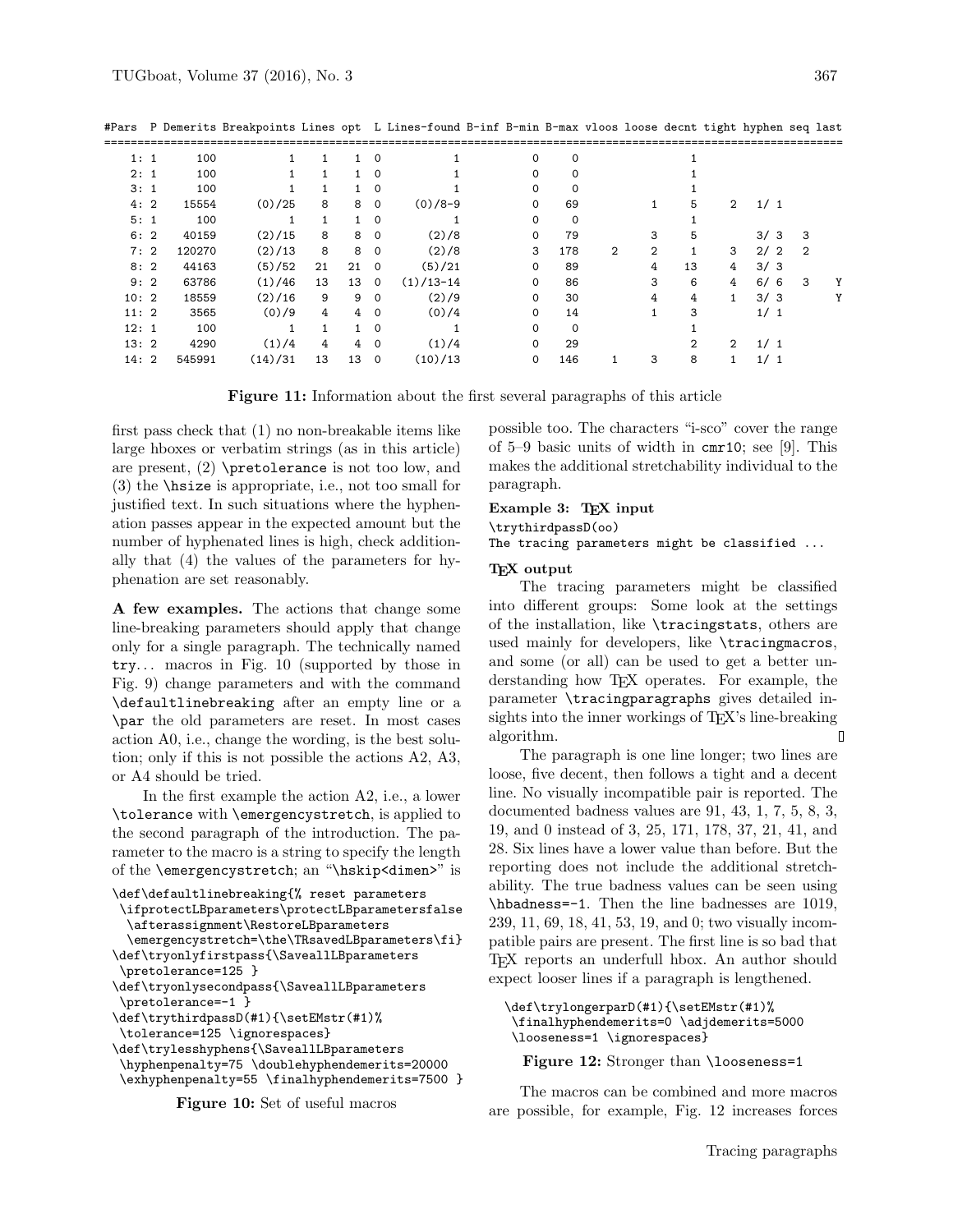| #Pars | P | Demerits | Breakpoints | Lines | opt | L | Lines-found | B-inf | B-min | B-max | vloos | loose | decnt | tight | hyphen | seq | last |
|---|---|---|---|---|---|---|---|---|---|---|---|---|---|---|---|---|---|
| 1: | 1 | 100 | 1 | 1 | 1 | 0 | 1 | | 0 | 0 | | | 1 | | | | |
| 2: | 1 | 100 | 1 | 1 | 1 | 0 | 1 | | 0 | 0 | | | 1 | | | | |
| 3: | 1 | 100 | 1 | 1 | 1 | 0 | 1 | | 0 | 0 | | | 1 | | | | |
| 4: | 2 | 15554 | (0)/25 | 8 | 8 | 0 | (0)/8-9 | | 0 | 69 | | 1 | 5 | 2 | 1/ 1 | | |
| 5: | 1 | 100 | 1 | 1 | 1 | 0 | 1 | | 0 | 0 | | | 1 | | | | |
| 6: | 2 | 40159 | (2)/15 | 8 | 8 | 0 | (2)/8 | | 0 | 79 | | 3 | 5 | | 3/ 3 | 3 | |
| 7: | 2 | 120270 | (2)/13 | 8 | 8 | 0 | (2)/8 | | 3 | 178 | 2 | 2 | 1 | 3 | 2/ 2 | 2 | |
| 8: | 2 | 44163 | (5)/52 | 21 | 21 | 0 | (5)/21 | | 0 | 89 | | 4 | 13 | 4 | 3/ 3 | | |
| 9: | 2 | 63786 | (1)/46 | 13 | 13 | 0 | (1)/13-14 | | 0 | 86 | | 3 | 6 | 4 | 6/ 6 | 3 | Y |
| 10: | 2 | 18559 | (2)/16 | 9 | 9 | 0 | (2)/9 | | 0 | 30 | | 4 | 4 | 1 | 3/ 3 | | Y |
| 11: | 2 | 3565 | (0)/9 | 4 | 4 | 0 | (0)/4 | | 0 | 14 | | 1 | 3 | | 1/ 1 | | |
| 12: | 1 | 100 | 1 | 1 | 1 | 0 | 1 | | 0 | 0 | | | 1 | | | | |
| 13: | 2 | 4290 | (1)/4 | 4 | 4 | 0 | (1)/4 | | 0 | 29 | | | 2 | 2 | 1/ 1 | | |
| 14: | 2 | 545991 | (14)/31 | 13 | 13 | 0 | (10)/13 | | 0 | 146 | 1 | 3 | 8 | 1 | 1/ 1 | | |

**Figure 11:** Information about the first several paragraphs of this article

first pass check that (1) no non-breakable items like large hboxes or verbatim strings (as in this article) are present, (2) `\pretolerance` is not too low, and (3) the `\hsize` is appropriate, i.e., not too small for justified text. In such situations where the hyphenation passes appear in the expected amount but the number of hyphenated lines is high, check additionally that (4) the values of the parameters for hyphenation are set reasonably.

**A few examples.** The actions that change some line-breaking parameters should apply that change only for a single paragraph. The technically named `try`... macros in Fig. 10 (supported by those in Fig. 9) change parameters and with the command `\defaultlinebreaking` after an empty line or a `\par` the old parameters are reset. In most cases action A0, i.e., change the wording, is the best solution; only if this is not possible the actions A2, A3, or A4 should be tried.

In the first example the action A2, i.e., a lower `\tolerance` with `\emergencystretch`, is applied to the second paragraph of the introduction. The parameter to the macro is a string to specify the length of the `\emergencystretch`; an "`\hskip<dimen>`" is

```
\def\defaultlinebreaking{% reset parameters
 \ifprotectLBparameters\protectLBparametersfalse
  \afterassignment\RestoreLBparameters
  \emergencystretch=\the\TRsavedLBparameters\fi}
\def\tryonlyfirstpass{\SaveallLBparameters
 \pretolerance=125 }
\def\tryonlysecondpass{\SaveallLBparameters
 \pretolerance=-1 }
\def\trythirdpassD(#1){\setEMstr(#1)%
 \tolerance=125 \ignorespaces}
\def\trylesshyphens{\SaveallLBparameters
 \hyphenpenalty=75 \doublehyphendemerits=20000
 \exhyphenpenalty=55 \finalhyphendemerits=7500 }
```

**Figure 10:** Set of useful macros

possible too. The characters "i-sco" cover the range of 5–9 basic units of width in `cmr10`; see [9]. This makes the additional stretchability individual to the paragraph.

**Example 3: TeX input**

```
\trythirdpassD(oo)
The tracing parameters might be classified ...
```

**TeX output**

The tracing parameters might be classified into different groups: Some look at the settings of the installation, like `\tracingstats`, others are used mainly for developers, like `\tracingmacros`, and some (or all) can be used to get a better understanding how TeX operates. For example, the parameter `\tracingparagraphs` gives detailed insights into the inner workings of TeX's line-breaking algorithm. ▯

The paragraph is one line longer; two lines are loose, five decent, then follows a tight and a decent line. No visually incompatible pair is reported. The documented badness values are 91, 43, 1, 7, 5, 8, 3, 19, and 0 instead of 3, 25, 171, 178, 37, 21, 41, and 28. Six lines have a lower value than before. But the reporting does not include the additional stretchability. The true badness values can be seen using `\hbadness=-1`. Then the line badnesses are 1019, 239, 11, 69, 18, 41, 53, 19, and 0; two visually incompatible pairs are present. The first line is so bad that TeX reports an underfull hbox. An author should expect looser lines if a paragraph is lengthened.

```
\def\trylongerparD(#1){\setEMstr(#1)%
 \finalhyphendemerits=0 \adjdemerits=5000
 \looseness=1 \ignorespaces}
```

**Figure 12:** Stronger than `\looseness=1`

The macros can be combined and more macros are possible, for example, Fig. 12 increases forces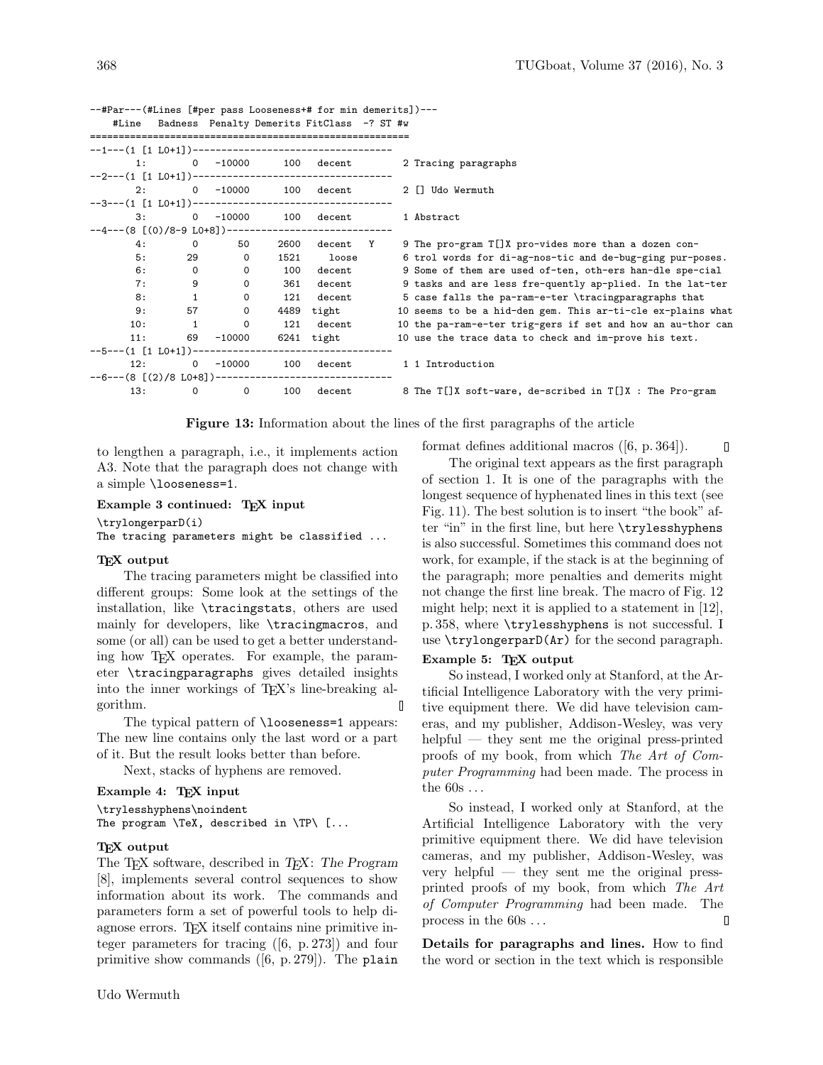```
--#Par---(#Lines [#per pass Looseness+# for min demerits])---
    #Line   Badness  Penalty Demerits FitClass  -? ST #w
=======================================================
--1---(1 [1 L0+1])-----------------------------------
       1:       0   -10000      100   decent         2 Tracing paragraphs
--2---(1 [1 L0+1])-----------------------------------
       2:       0   -10000      100   decent         2 [] Udo Wermuth
--3---(1 [1 L0+1])-----------------------------------
       3:       0   -10000      100   decent         1 Abstract
--4---(8 [(0)/8-9 L0+8])-----------------------------
       4:       0       50     2600   decent   Y     9 The pro-gram T[]X pro-vides more than a dozen con-
       5:      29        0     1521     loose        6 trol words for di-ag-nos-tic and de-bug-ging pur-poses.
       6:       0        0      100   decent         9 Some of them are used of-ten, oth-ers han-dle spe-cial
       7:       9        0      361   decent         9 tasks and are less fre-quently ap-plied. In the lat-ter
       8:       1        0      121   decent         5 case falls the pa-ram-e-ter \tracingparagraphs that
       9:      57        0     4489   tight         10 seems to be a hid-den gem. This ar-ti-cle ex-plains what
      10:       1        0      121   decent        10 the pa-ram-e-ter trig-gers if set and how an au-thor can
      11:      69   -10000     6241   tight         10 use the trace data to check and im-prove his text.
--5---(1 [1 L0+1])-----------------------------------
      12:       0   -10000      100   decent         1 1 Introduction
--6---(8 [(2)/8 L0+8])-------------------------------
      13:       0        0      100   decent         8 The T[]X soft-ware, de-scribed in T[]X : The Pro-gram
```

**Figure 13:** Information about the lines of the first paragraphs of the article

to lengthen a paragraph, i.e., it implements action A3. Note that the paragraph does not change with a simple `\looseness=1`.

**Example 3 continued: TEX input**

```
\trylongerparD(i)
The tracing parameters might be classified ...
```

**TEX output**

The tracing parameters might be classified into different groups: Some look at the settings of the installation, like `\tracingstats`, others are used mainly for developers, like `\tracingmacros`, and some (or all) can be used to get a better understanding how TEX operates. For example, the parameter `\tracingparagraphs` gives detailed insights into the inner workings of TEX's line-breaking algorithm. ▯

The typical pattern of `\looseness=1` appears: The new line contains only the last word or a part of it. But the result looks better than before.

Next, stacks of hyphens are removed.

**Example 4: TEX input**

```
\trylesshyphens\noindent
The program \TeX, described in \TP\ [...
```

**TEX output**

The TEX software, described in *TEX: The Program* [8], implements several control sequences to show information about its work. The commands and parameters form a set of powerful tools to help diagnose errors. TEX itself contains nine primitive integer parameters for tracing ([6, p. 273]) and four primitive show commands ([6, p. 279]). The `plain` format defines additional macros ([6, p. 364]). ▯

The original text appears as the first paragraph of section 1. It is one of the paragraphs with the longest sequence of hyphenated lines in this text (see Fig. 11). The best solution is to insert "the book" after "in" in the first line, but here `\trylesshyphens` is also successful. Sometimes this command does not work, for example, if the stack is at the beginning of the paragraph; more penalties and demerits might not change the first line break. The macro of Fig. 12 might help; next it is applied to a statement in [12], p. 358, where `\trylesshyphens` is not successful. I use `\trylongerparD(Ar)` for the second paragraph.

**Example 5: TEX output**

So instead, I worked only at Stanford, at the Artificial Intelligence Laboratory with the very primitive equipment there. We did have television cameras, and my publisher, Addison-Wesley, was very helpful — they sent me the original press-printed proofs of my book, from which *The Art of Computer Programming* had been made. The process in the 60s ...

So instead, I worked only at Stanford, at the Artificial Intelligence Laboratory with the very primitive equipment there. We did have television cameras, and my publisher, Addison-Wesley, was very helpful — they sent me the original press-printed proofs of my book, from which *The Art of Computer Programming* had been made. The process in the 60s ... ▯

**Details for paragraphs and lines.** How to find the word or section in the text which is responsible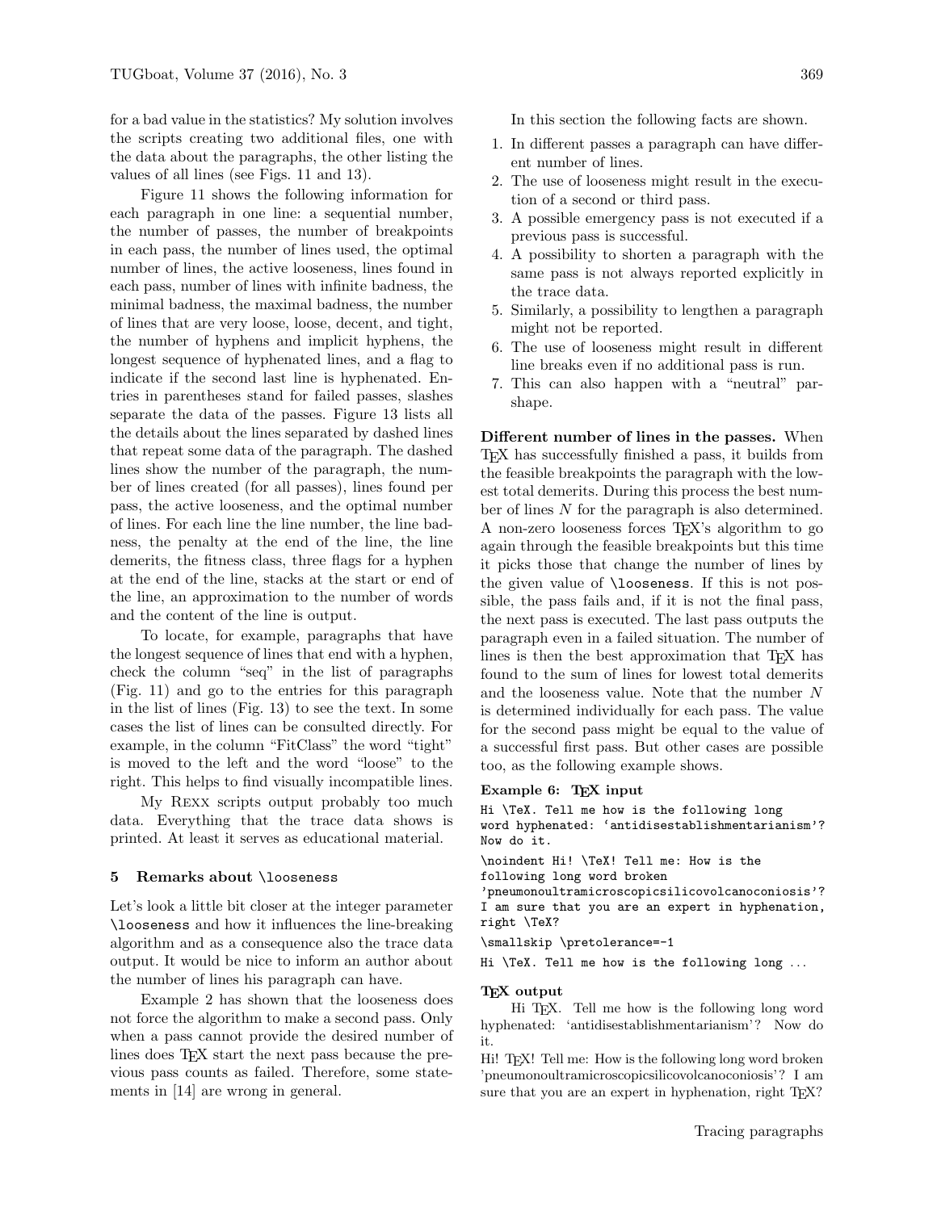for a bad value in the statistics? My solution involves the scripts creating two additional files, one with the data about the paragraphs, the other listing the values of all lines (see Figs. 11 and 13).

Figure 11 shows the following information for each paragraph in one line: a sequential number, the number of passes, the number of breakpoints in each pass, the number of lines used, the optimal number of lines, the active looseness, lines found in each pass, number of lines with infinite badness, the minimal badness, the maximal badness, the number of lines that are very loose, loose, decent, and tight, the number of hyphens and implicit hyphens, the longest sequence of hyphenated lines, and a flag to indicate if the second last line is hyphenated. Entries in parentheses stand for failed passes, slashes separate the data of the passes. Figure 13 lists all the details about the lines separated by dashed lines that repeat some data of the paragraph. The dashed lines show the number of the paragraph, the number of lines created (for all passes), lines found per pass, the active looseness, and the optimal number of lines. For each line the line number, the line badness, the penalty at the end of the line, the line demerits, the fitness class, three flags for a hyphen at the end of the line, stacks at the start or end of the line, an approximation to the number of words and the content of the line is output.

To locate, for example, paragraphs that have the longest sequence of lines that end with a hyphen, check the column "seq" in the list of paragraphs (Fig. 11) and go to the entries for this paragraph in the list of lines (Fig. 13) to see the text. In some cases the list of lines can be consulted directly. For example, in the column "FitClass" the word "tight" is moved to the left and the word "loose" to the right. This helps to find visually incompatible lines.

My Rexx scripts output probably too much data. Everything that the trace data shows is printed. At least it serves as educational material.

## 5 Remarks about `\looseness`

Let's look a little bit closer at the integer parameter `\looseness` and how it influences the line-breaking algorithm and as a consequence also the trace data output. It would be nice to inform an author about the number of lines his paragraph can have.

Example 2 has shown that the looseness does not force the algorithm to make a second pass. Only when a pass cannot provide the desired number of lines does TeX start the next pass because the previous pass counts as failed. Therefore, some statements in [14] are wrong in general.

In this section the following facts are shown.

1. In different passes a paragraph can have different number of lines.
2. The use of looseness might result in the execution of a second or third pass.
3. A possible emergency pass is not executed if a previous pass is successful.
4. A possibility to shorten a paragraph with the same pass is not always reported explicitly in the trace data.
5. Similarly, a possibility to lengthen a paragraph might not be reported.
6. The use of looseness might result in different line breaks even if no additional pass is run.
7. This can also happen with a "neutral" parshape.

**Different number of lines in the passes.** When TeX has successfully finished a pass, it builds from the feasible breakpoints the paragraph with the lowest total demerits. During this process the best number of lines $N$ for the paragraph is also determined. A non-zero looseness forces TeX's algorithm to go again through the feasible breakpoints but this time it picks those that change the number of lines by the given value of `\looseness`. If this is not possible, the pass fails and, if it is not the final pass, the next pass is executed. The last pass outputs the paragraph even in a failed situation. The number of lines is then the best approximation that TeX has found to the sum of lines for lowest total demerits and the looseness value. Note that the number $N$ is determined individually for each pass. The value for the second pass might be equal to the value of a successful first pass. But other cases are possible too, as the following example shows.

**Example 6: TeX input**

```
Hi \TeX. Tell me how is the following long
word hyphenated: 'antidisestablishmentarianism'?
Now do it.

\noindent Hi! \TeX! Tell me: How is the
following long word broken
'pneumonoultramicroscopicsilicovolcanoconiosis'?
I am sure that you are an expert in hyphenation,
right \TeX?

\smallskip \pretolerance=-1

Hi \TeX. Tell me how is the following long ...
```

**TeX output**

Hi TeX. Tell me how is the following long word hyphenated: 'antidisestablishmentarianism'? Now do it.

Hi! TeX! Tell me: How is the following long word broken 'pneumonoultramicroscopicsilicovolcanoconiosis'? I am sure that you are an expert in hyphenation, right TeX?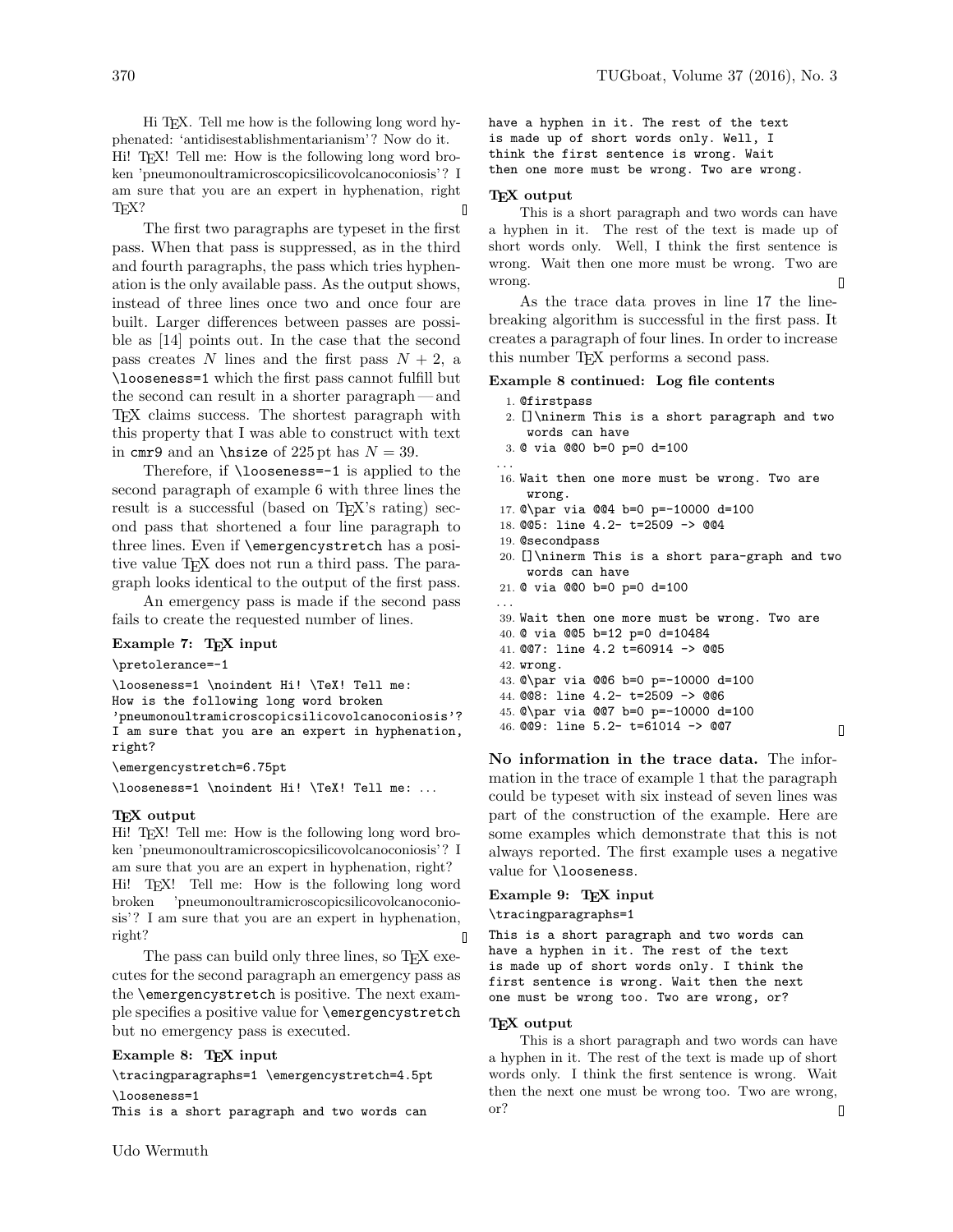Hi TEX. Tell me how is the following long word hyphenated: 'antidisestablishmentarianism'? Now do it.
Hi! TEX! Tell me: How is the following long word broken 'pneumonoultramicroscopicsilicovolcanoconiosis'? I am sure that you are an expert in hyphenation, right TEX? ▯

The first two paragraphs are typeset in the first pass. When that pass is suppressed, as in the third and fourth paragraphs, the pass which tries hyphenation is the only available pass. As the output shows, instead of three lines once two and once four are built. Larger differences between passes are possible as [14] points out. In the case that the second pass creates $N$ lines and the first pass $N + 2$, a `\looseness=1` which the first pass cannot fulfill but the second can result in a shorter paragraph — and TEX claims success. The shortest paragraph with this property that I was able to construct with text in `cmr9` and an `\hsize` of 225 pt has $N = 39$.

Therefore, if `\looseness=-1` is applied to the second paragraph of example 6 with three lines the result is a successful (based on TEX's rating) second pass that shortened a four line paragraph to three lines. Even if `\emergencystretch` has a positive value TEX does not run a third pass. The paragraph looks identical to the output of the first pass.

An emergency pass is made if the second pass fails to create the requested number of lines.

**Example 7: TEX input**

```
\pretolerance=-1
\looseness=1 \noindent Hi! \TeX! Tell me:
How is the following long word broken
'pneumonoultramicroscopicsilicovolcanoconiosis'?
I am sure that you are an expert in hyphenation,
right?
\emergencystretch=6.75pt
\looseness=1 \noindent Hi! \TeX! Tell me: ...
```

**TEX output**

Hi! TEX! Tell me: How is the following long word broken 'pneumonoultramicroscopicsilicovolcanoconiosis'? I am sure that you are an expert in hyphenation, right?
Hi! TEX! Tell me: How is the following long word broken 'pneumonoultramicroscopicsilicovolcanoconiosis'? I am sure that you are an expert in hyphenation, right? ▯

The pass can build only three lines, so TEX executes for the second paragraph an emergency pass as the `\emergencystretch` is positive. The next example specifies a positive value for `\emergencystretch` but no emergency pass is executed.

**Example 8: TEX input**

```
\tracingparagraphs=1 \emergencystretch=4.5pt
\looseness=1
This is a short paragraph and two words can
have a hyphen in it. The rest of the text
is made up of short words only. Well, I
think the first sentence is wrong. Wait
then one more must be wrong. Two are wrong.
```

**TEX output**

This is a short paragraph and two words can have a hyphen in it. The rest of the text is made up of short words only. Well, I think the first sentence is wrong. Wait then one more must be wrong. Two are wrong. ▯

As the trace data proves in line 17 the line-breaking algorithm is successful in the first pass. It creates a paragraph of four lines. In order to increase this number TEX performs a second pass.

**Example 8 continued: Log file contents**

```
 1. @firstpass
 2. []\ninerm This is a short paragraph and two
      words can have
 3. @ via @@0 b=0 p=0 d=100
...
16. Wait then one more must be wrong. Two are
      wrong.
17. @\par via @@4 b=0 p=-10000 d=100
18. @@5: line 4.2- t=2509 -> @@4
19. @secondpass
20. []\ninerm This is a short para-graph and two
      words can have
21. @ via @@0 b=0 p=0 d=100
...
39. Wait then one more must be wrong. Two are
40. @ via @@5 b=12 p=0 d=10484
41. @@7: line 4.2 t=60914 -> @@5
42. wrong.
43. @\par via @@6 b=0 p=-10000 d=100
44. @@8: line 4.2- t=2509 -> @@6
45. @\par via @@7 b=0 p=-10000 d=100
46. @@9: line 5.2- t=61014 -> @@7
```
▯

**No information in the trace data.** The information in the trace of example 1 that the paragraph could be typeset with six instead of seven lines was part of the construction of the example. Here are some examples which demonstrate that this is not always reported. The first example uses a negative value for `\looseness`.

**Example 9: TEX input**

```
\tracingparagraphs=1
This is a short paragraph and two words can
have a hyphen in it. The rest of the text
is made up of short words only. I think the
first sentence is wrong. Wait then the next
one must be wrong too. Two are wrong, or?
```

**TEX output**

This is a short paragraph and two words can have a hyphen in it. The rest of the text is made up of short words only. I think the first sentence is wrong. Wait then the next one must be wrong too. Two are wrong, or? ▯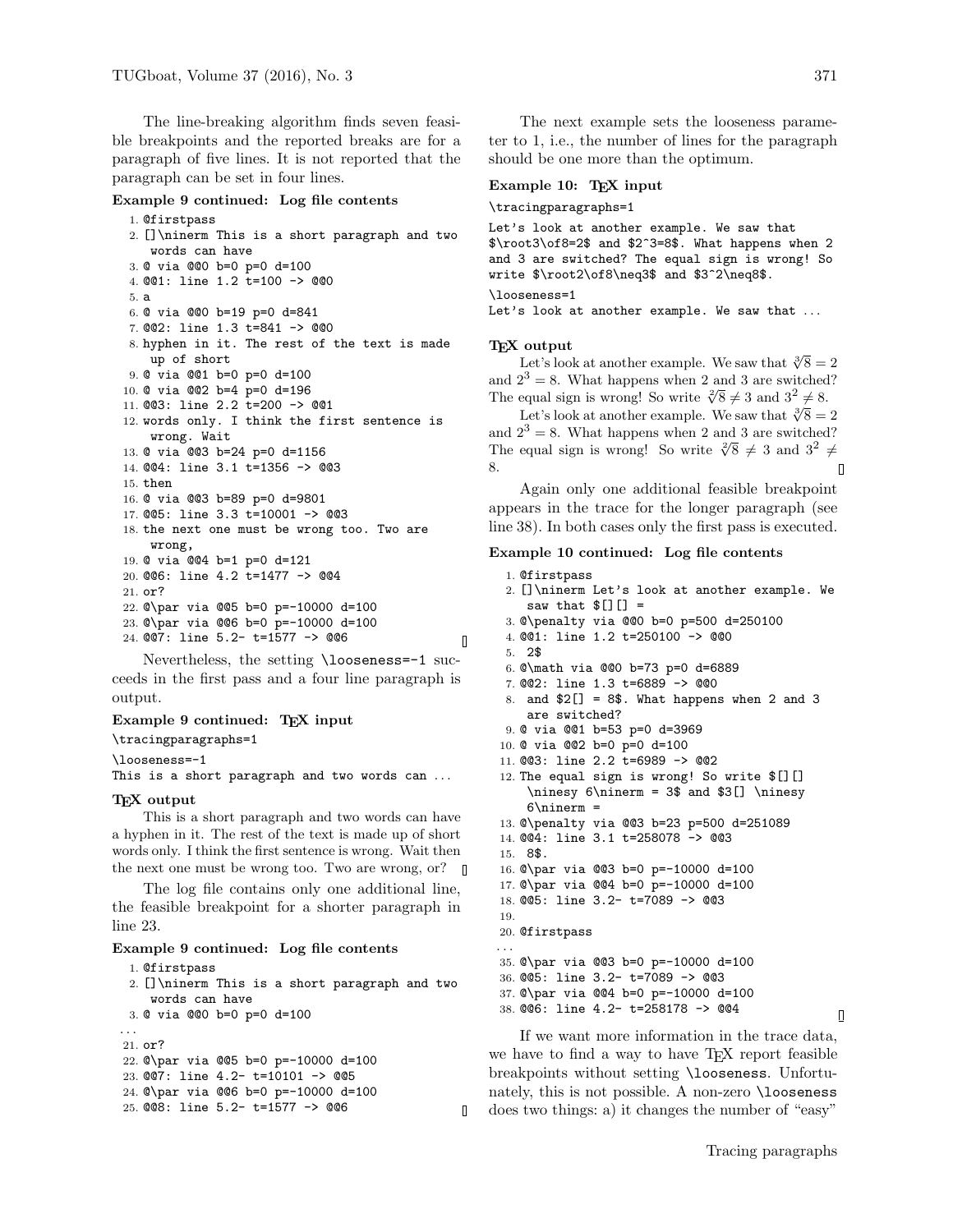The line-breaking algorithm finds seven feasible breakpoints and the reported breaks are for a paragraph of five lines. It is not reported that the paragraph can be set in four lines.

**Example 9 continued: Log file contents**

```
 1. @firstpass
 2. []\ninerm This is a short paragraph and two
      words can have
 3. @ via @@0 b=0 p=0 d=100
 4. @@1: line 1.2 t=100 -> @@0
 5. a
 6. @ via @@0 b=19 p=0 d=841
 7. @@2: line 1.3 t=841 -> @@0
 8. hyphen in it. The rest of the text is made
      up of short
 9. @ via @@1 b=0 p=0 d=100
10. @ via @@2 b=4 p=0 d=196
11. @@3: line 2.2 t=200 -> @@1
12. words only. I think the first sentence is
      wrong. Wait
13. @ via @@3 b=24 p=0 d=1156
14. @@4: line 3.1 t=1356 -> @@3
15. then
16. @ via @@3 b=89 p=0 d=9801
17. @@5: line 3.3 t=10001 -> @@3
18. the next one must be wrong too. Two are
      wrong,
19. @ via @@4 b=1 p=0 d=121
20. @@6: line 4.2 t=1477 -> @@4
21. or?
22. @\par via @@5 b=0 p=-10000 d=100
23. @\par via @@6 b=0 p=-10000 d=100
24. @@7: line 5.2- t=1577 -> @@6
```

Nevertheless, the setting `\looseness=-1` succeeds in the first pass and a four line paragraph is output.

**Example 9 continued: TeX input**

```
\tracingparagraphs=1
\looseness=-1
This is a short paragraph and two words can ...
```

**TeX output**

This is a short paragraph and two words can have a hyphen in it. The rest of the text is made up of short words only. I think the first sentence is wrong. Wait then the next one must be wrong too. Two are wrong, or?

The log file contains only one additional line, the feasible breakpoint for a shorter paragraph in line 23.

**Example 9 continued: Log file contents**

```
 1. @firstpass
 2. []\ninerm This is a short paragraph and two
      words can have
 3. @ via @@0 b=0 p=0 d=100
...
21. or?
22. @\par via @@5 b=0 p=-10000 d=100
23. @@7: line 4.2- t=10101 -> @@5
24. @\par via @@6 b=0 p=-10000 d=100
25. @@8: line 5.2- t=1577 -> @@6
```

The next example sets the looseness parameter to 1, i.e., the number of lines for the paragraph should be one more than the optimum.

**Example 10: TeX input**

```
\tracingparagraphs=1
Let's look at another example. We saw that
$\root3\of8=2$ and $2^3=8$. What happens when 2
and 3 are switched? The equal sign is wrong! So
write $\root2\of8\neq3$ and $3^2\neq8$.
\looseness=1
Let's look at another example. We saw that ...
```

**TeX output**

Let's look at another example. We saw that $\sqrt[3]{8} = 2$ and $2^3 = 8$. What happens when 2 and 3 are switched? The equal sign is wrong! So write $\sqrt[2]{8} \neq 3$ and $3^2 \neq 8$.

Let's look at another example. We saw that $\sqrt[3]{8} = 2$ and $2^3 = 8$. What happens when 2 and 3 are switched? The equal sign is wrong! So write $\sqrt[2]{8} \neq 3$ and $3^2 \neq$ 8.

Again only one additional feasible breakpoint appears in the trace for the longer paragraph (see line 38). In both cases only the first pass is executed.

**Example 10 continued: Log file contents**

```
 1. @firstpass
 2. []\ninerm Let's look at another example. We
      saw that $[][] =
 3. @\penalty via @@0 b=0 p=500 d=250100
 4. @@1: line 1.2 t=250100 -> @@0
 5.  2$
 6. @\math via @@0 b=73 p=0 d=6889
 7. @@2: line 1.3 t=6889 -> @@0
 8.  and $2[] = 8$. What happens when 2 and 3
      are switched?
 9. @ via @@1 b=53 p=0 d=3969
10. @ via @@2 b=0 p=0 d=100
11. @@3: line 2.2 t=6989 -> @@2
12. The equal sign is wrong! So write $[][]
      \ninesy 6\ninerm = 3$ and $3[] \ninesy
      6\ninerm =
13. @\penalty via @@3 b=23 p=500 d=251089
14. @@4: line 3.1 t=258078 -> @@3
15.  8$.
16. @\par via @@3 b=0 p=-10000 d=100
17. @\par via @@4 b=0 p=-10000 d=100
18. @@5: line 3.2- t=7089 -> @@3
19.
20. @firstpass
...
35. @\par via @@3 b=0 p=-10000 d=100
36. @@5: line 3.2- t=7089 -> @@3
37. @\par via @@4 b=0 p=-10000 d=100
38. @@6: line 4.2- t=258178 -> @@4
```

If we want more information in the trace data, we have to find a way to have TeX report feasible breakpoints without setting `\looseness`. Unfortunately, this is not possible. A non-zero `\looseness` does two things: a) it changes the number of "easy"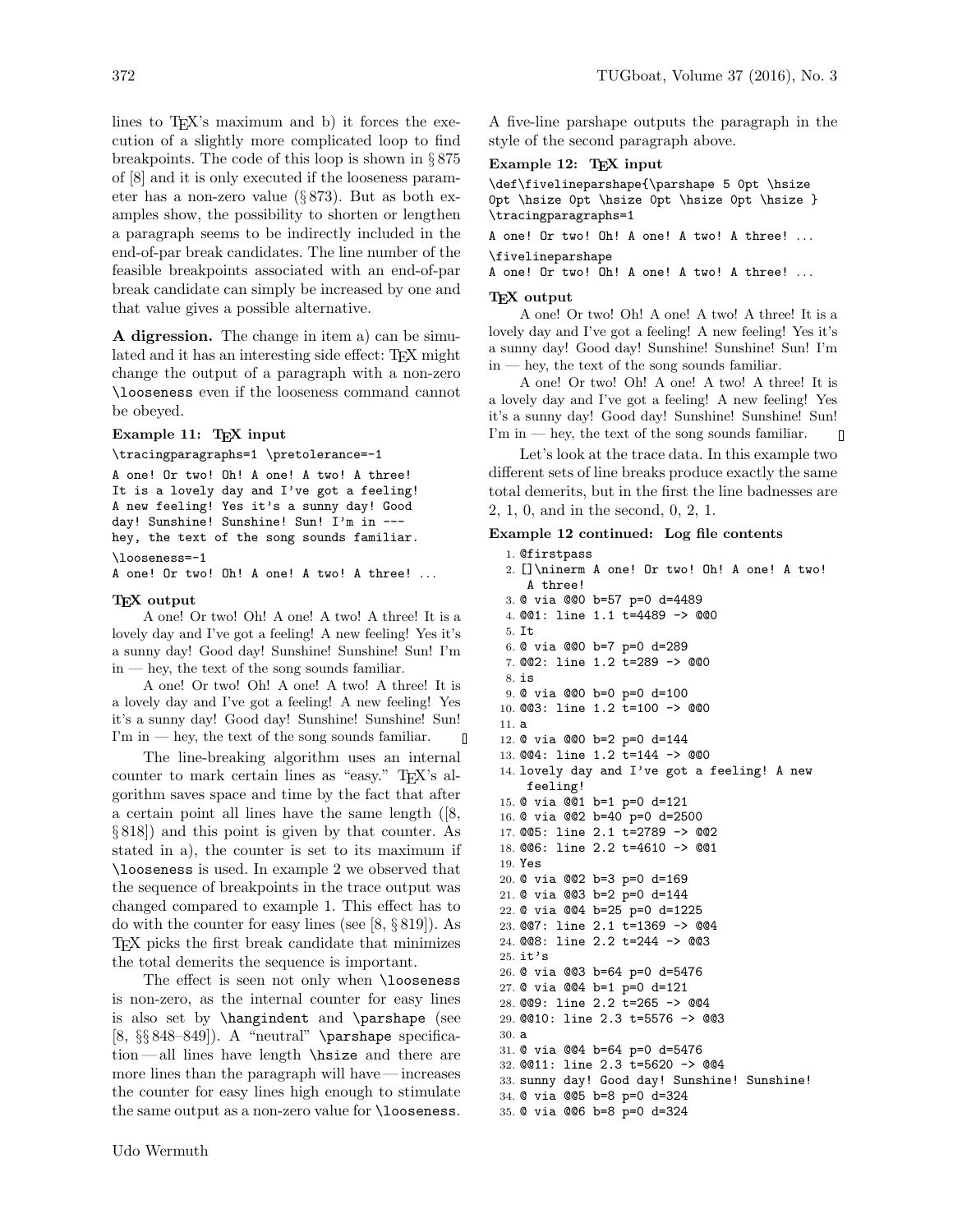lines to TeX's maximum and b) it forces the execution of a slightly more complicated loop to find breakpoints. The code of this loop is shown in § 875 of [8] and it is only executed if the looseness parameter has a non-zero value (§ 873). But as both examples show, the possibility to shorten or lengthen a paragraph seems to be indirectly included in the end-of-par break candidates. The line number of the feasible breakpoints associated with an end-of-par break candidate can simply be increased by one and that value gives a possible alternative.

**A digression.** The change in item a) can be simulated and it has an interesting side effect: TeX might change the output of a paragraph with a non-zero `\looseness` even if the looseness command cannot be obeyed.

**Example 11: TeX input**

```
\tracingparagraphs=1 \pretolerance=-1
A one! Or two! Oh! A one! A two! A three!
It is a lovely day and I've got a feeling!
A new feeling! Yes it's a sunny day! Good
day! Sunshine! Sunshine! Sun! I'm in ---
hey, the text of the song sounds familiar.
\looseness=-1
A one! Or two! Oh! A one! A two! A three! ...
```

**TeX output**

A one! Or two! Oh! A one! A two! A three! It is a lovely day and I've got a feeling! A new feeling! Yes it's a sunny day! Good day! Sunshine! Sunshine! Sun! I'm in — hey, the text of the song sounds familiar.

A one! Or two! Oh! A one! A two! A three! It is a lovely day and I've got a feeling! A new feeling! Yes it's a sunny day! Good day! Sunshine! Sunshine! Sun! I'm in — hey, the text of the song sounds familiar. ▯

The line-breaking algorithm uses an internal counter to mark certain lines as "easy." TeX's algorithm saves space and time by the fact that after a certain point all lines have the same length ([8, § 818]) and this point is given by that counter. As stated in a), the counter is set to its maximum if `\looseness` is used. In example 2 we observed that the sequence of breakpoints in the trace output was changed compared to example 1. This effect has to do with the counter for easy lines (see [8, § 819]). As TeX picks the first break candidate that minimizes the total demerits the sequence is important.

The effect is seen not only when `\looseness` is non-zero, as the internal counter for easy lines is also set by `\hangindent` and `\parshape` (see [8, §§ 848–849]). A "neutral" `\parshape` specification — all lines have length `\hsize` and there are more lines than the paragraph will have — increases the counter for easy lines high enough to stimulate the same output as a non-zero value for `\looseness`. A five-line parshape outputs the paragraph in the style of the second paragraph above.

**Example 12: TeX input**

```
\def\fivelineparshape{\parshape 5 0pt \hsize
0pt \hsize 0pt \hsize 0pt \hsize 0pt \hsize }
\tracingparagraphs=1
A one! Or two! Oh! A one! A two! A three! ...
\fivelineparshape
A one! Or two! Oh! A one! A two! A three! ...
```

**TeX output**

A one! Or two! Oh! A one! A two! A three! It is a lovely day and I've got a feeling! A new feeling! Yes it's a sunny day! Good day! Sunshine! Sunshine! Sun! I'm in — hey, the text of the song sounds familiar.

A one! Or two! Oh! A one! A two! A three! It is a lovely day and I've got a feeling! A new feeling! Yes it's a sunny day! Good day! Sunshine! Sunshine! Sun! I'm in — hey, the text of the song sounds familiar. ▯

Let's look at the trace data. In this example two different sets of line breaks produce exactly the same total demerits, but in the first the line badnesses are 2, 1, 0, and in the second, 0, 2, 1.

**Example 12 continued: Log file contents**

```
 1. @firstpass
 2. []\ninerm A one! Or two! Oh! A one! A two!
     A three!
 3. @ via @@0 b=57 p=0 d=4489
 4. @@1: line 1.1 t=4489 -> @@0
 5. It
 6. @ via @@0 b=7 p=0 d=289
 7. @@2: line 1.2 t=289 -> @@0
 8. is
 9. @ via @@0 b=0 p=0 d=100
10. @@3: line 1.2 t=100 -> @@0
11. a
12. @ via @@0 b=2 p=0 d=144
13. @@4: line 1.2 t=144 -> @@0
14. lovely day and I've got a feeling! A new
     feeling!
15. @ via @@1 b=1 p=0 d=121
16. @ via @@2 b=40 p=0 d=2500
17. @@5: line 2.1 t=2789 -> @@2
18. @@6: line 2.2 t=4610 -> @@1
19. Yes
20. @ via @@2 b=3 p=0 d=169
21. @ via @@3 b=2 p=0 d=144
22. @ via @@4 b=25 p=0 d=1225
23. @@7: line 2.1 t=1369 -> @@4
24. @@8: line 2.2 t=244 -> @@3
25. it's
26. @ via @@3 b=64 p=0 d=5476
27. @ via @@4 b=1 p=0 d=121
28. @@9: line 2.2 t=265 -> @@4
29. @@10: line 2.3 t=5576 -> @@3
30. a
31. @ via @@4 b=64 p=0 d=5476
32. @@11: line 2.3 t=5620 -> @@4
33. sunny day! Good day! Sunshine! Sunshine!
34. @ via @@5 b=8 p=0 d=324
35. @ via @@6 b=8 p=0 d=324
```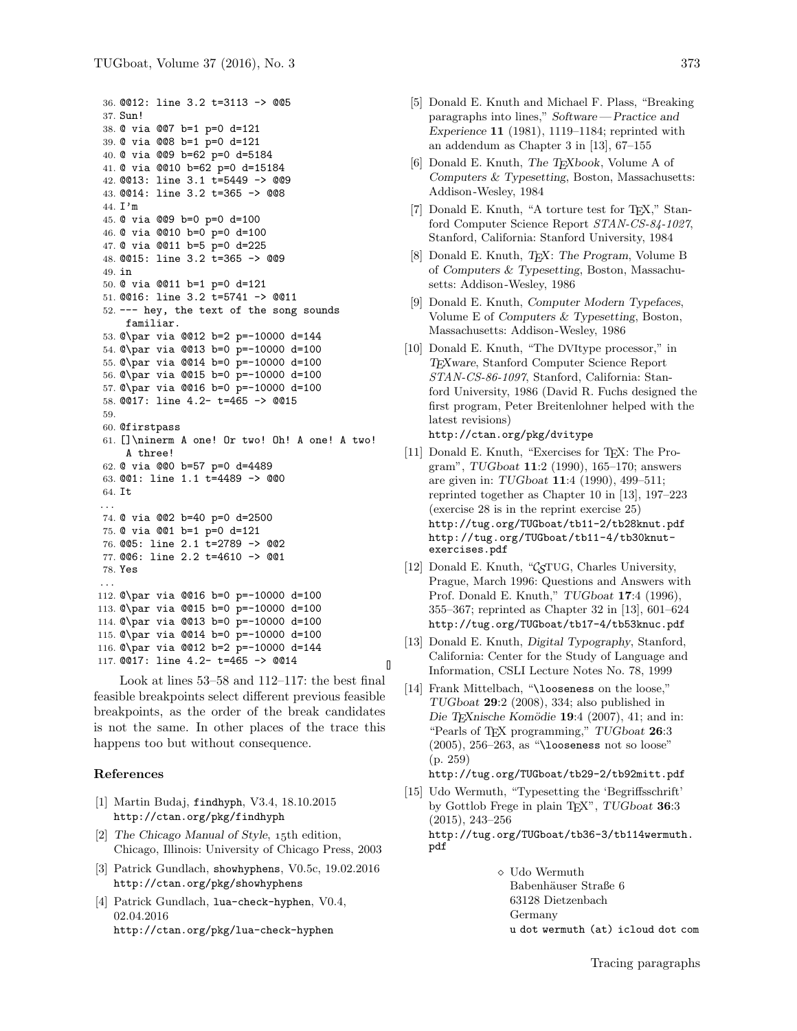```
36. @@12: line 3.2 t=3113 -> @@5
37. Sun!
38. @ via @@7 b=1 p=0 d=121
39. @ via @@8 b=1 p=0 d=121
40. @ via @@9 b=62 p=0 d=5184
41. @ via @@10 b=62 p=0 d=15184
42. @@13: line 3.1 t=5449 -> @@9
43. @@14: line 3.2 t=365 -> @@8
44. I'm
45. @ via @@9 b=0 p=0 d=100
46. @ via @@10 b=0 p=0 d=100
47. @ via @@11 b=5 p=0 d=225
48. @@15: line 3.2 t=365 -> @@9
49. in
50. @ via @@11 b=1 p=0 d=121
51. @@16: line 3.2 t=5741 -> @@11
52. --- hey, the text of the song sounds
    familiar.
53. @\par via @@12 b=2 p=-10000 d=144
54. @\par via @@13 b=0 p=-10000 d=100
55. @\par via @@14 b=0 p=-10000 d=100
56. @\par via @@15 b=0 p=-10000 d=100
57. @\par via @@16 b=0 p=-10000 d=100
58. @@17: line 4.2- t=465 -> @@15
59.
60. @firstpass
61. []\ninerm A one! Or two! Oh! A one! A two!
    A three!
62. @ via @@0 b=57 p=0 d=4489
63. @@1: line 1.1 t=4489 -> @@0
64. It
...
74. @ via @@2 b=40 p=0 d=2500
75. @ via @@1 b=1 p=0 d=121
76. @@5: line 2.1 t=2789 -> @@2
77. @@6: line 2.2 t=4610 -> @@1
78. Yes
...
112. @\par via @@16 b=0 p=-10000 d=100
113. @\par via @@15 b=0 p=-10000 d=100
114. @\par via @@13 b=0 p=-10000 d=100
115. @\par via @@14 b=0 p=-10000 d=100
116. @\par via @@12 b=2 p=-10000 d=144
117. @@17: line 4.2- t=465 -> @@14
```

Look at lines 53–58 and 112–117: the best final feasible breakpoints select different previous feasible breakpoints, as the order of the break candidates is not the same. In other places of the trace this happens too but without consequence.

### References

[1] Martin Budaj, `findhyph`, V3.4, 18.10.2015 `http://ctan.org/pkg/findhyph`

[2] *The Chicago Manual of Style*, 15th edition, Chicago, Illinois: University of Chicago Press, 2003

[3] Patrick Gundlach, `showhyphens`, V0.5c, 19.02.2016 `http://ctan.org/pkg/showhyphens`

[4] Patrick Gundlach, `lua-check-hyphen`, V0.4, 02.04.2016 `http://ctan.org/pkg/lua-check-hyphen`

[5] Donald E. Knuth and Michael F. Plass, "Breaking paragraphs into lines," *Software — Practice and Experience* **11** (1981), 1119–1184; reprinted with an addendum as Chapter 3 in [13], 67–155

[6] Donald E. Knuth, *The TEXbook*, Volume A of *Computers & Typesetting*, Boston, Massachusetts: Addison-Wesley, 1984

[7] Donald E. Knuth, "A torture test for TEX," Stanford Computer Science Report *STAN-CS-84-1027*, Stanford, California: Stanford University, 1984

[8] Donald E. Knuth, *TEX: The Program*, Volume B of *Computers & Typesetting*, Boston, Massachusetts: Addison-Wesley, 1986

[9] Donald E. Knuth, *Computer Modern Typefaces*, Volume E of *Computers & Typesetting*, Boston, Massachusetts: Addison-Wesley, 1986

[10] Donald E. Knuth, "The DVItype processor," in *TEXware*, Stanford Computer Science Report *STAN-CS-86-1097*, Stanford, California: Stanford University, 1986 (David R. Fuchs designed the first program, Peter Breitenlohner helped with the latest revisions) `http://ctan.org/pkg/dvitype`

[11] Donald E. Knuth, "Exercises for TEX: The Program", *TUGboat* **11**:2 (1990), 165–170; answers are given in: *TUGboat* **11**:4 (1990), 499–511; reprinted together as Chapter 10 in [13], 197–223 (exercise 28 is in the reprint exercise 25) `http://tug.org/TUGboat/tb11-2/tb28knut.pdf` `http://tug.org/TUGboat/tb11-4/tb30knut-exercises.pdf`

[12] Donald E. Knuth, "CSTUG, Charles University, Prague, March 1996: Questions and Answers with Prof. Donald E. Knuth," *TUGboat* **17**:4 (1996), 355–367; reprinted as Chapter 32 in [13], 601–624 `http://tug.org/TUGboat/tb17-4/tb53knuc.pdf`

[13] Donald E. Knuth, *Digital Typography*, Stanford, California: Center for the Study of Language and Information, CSLI Lecture Notes No. 78, 1999

[14] Frank Mittelbach, "`\looseness` on the loose," *TUGboat* **29**:2 (2008), 334; also published in *Die TEXnische Komödie* **19**:4 (2007), 41; and in: "Pearls of TEX programming," *TUGboat* **26**:3 (2005), 256–263, as "`\looseness` not so loose" (p. 259) `http://tug.org/TUGboat/tb29-2/tb92mitt.pdf`

[15] Udo Wermuth, "Typesetting the 'Begriffsschrift' by Gottlob Frege in plain TEX", *TUGboat* **36**:3 (2015), 243–256 `http://tug.org/TUGboat/tb36-3/tb114wermuth.pdf`

◇ Udo Wermuth
Babenhäuser Straße 6
63128 Dietzenbach
Germany
`u dot wermuth (at) icloud dot com`